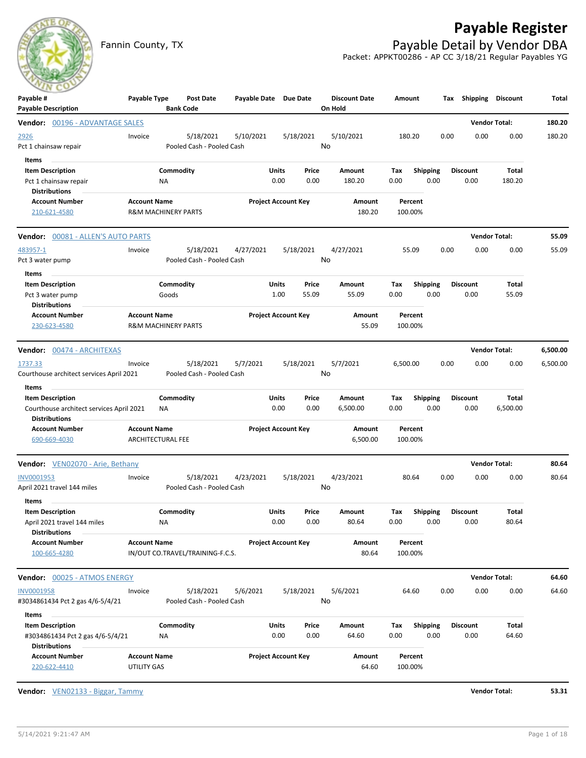# Payable Register

Fannin County, TX

## Payable Detail by Vendor DBA

Packet: APPKT00286 - AP CC 3/18/21 Regular Payables YG

| Payable # / Payable Description | Payable Type | Post Date / Bank Code | Payable Date | Due Date | Discount Date / On Hold | Amount | Tax | Shipping | Discount | Total |
|---|---|---|---|---|---|---|---|---|---|---|

**Vendor: 00196 - ADVANTAGE SALES** — Vendor Total: **180.20**

| Payable # | Payable Type | Post Date | Payable Date | Due Date | Discount Date | Amount | Tax | Shipping | Discount | Total |
|---|---|---|---|---|---|---|---|---|---|---|
| 2926 | Invoice | 5/18/2021 | 5/10/2021 | 5/18/2021 | 5/10/2021 | 180.20 | 0.00 | 0.00 | 0.00 | 180.20 |
| Pct 1 chainsaw repair | | Pooled Cash - Pooled Cash | | | No | | | | | |

Items

| Item Description | Commodity | Units | Price | Amount | Tax | Shipping | Discount | Total |
|---|---|---|---|---|---|---|---|---|
| Pct 1 chainsaw repair | NA | 0.00 | 0.00 | 180.20 | 0.00 | 0.00 | 0.00 | 180.20 |

Distributions

| Account Number | Account Name | Project Account Key | Amount | Percent |
|---|---|---|---|---|
| 210-621-4580 | R&M MACHINERY PARTS | | 180.20 | 100.00% |

**Vendor: 00081 - ALLEN'S AUTO PARTS** — Vendor Total: **55.09**

| Payable # | Payable Type | Post Date | Payable Date | Due Date | Discount Date | Amount | Tax | Shipping | Discount | Total |
|---|---|---|---|---|---|---|---|---|---|---|
| 483957-1 | Invoice | 5/18/2021 | 4/27/2021 | 5/18/2021 | 4/27/2021 | 55.09 | 0.00 | 0.00 | 0.00 | 55.09 |
| Pct 3 water pump | | Pooled Cash - Pooled Cash | | | No | | | | | |

Items

| Item Description | Commodity | Units | Price | Amount | Tax | Shipping | Discount | Total |
|---|---|---|---|---|---|---|---|---|
| Pct 3 water pump | Goods | 1.00 | 55.09 | 55.09 | 0.00 | 0.00 | 0.00 | 55.09 |

Distributions

| Account Number | Account Name | Project Account Key | Amount | Percent |
|---|---|---|---|---|
| 230-623-4580 | R&M MACHINERY PARTS | | 55.09 | 100.00% |

**Vendor: 00474 - ARCHITEXAS** — Vendor Total: **6,500.00**

| Payable # | Payable Type | Post Date | Payable Date | Due Date | Discount Date | Amount | Tax | Shipping | Discount | Total |
|---|---|---|---|---|---|---|---|---|---|---|
| 1737.33 | Invoice | 5/18/2021 | 5/7/2021 | 5/18/2021 | 5/7/2021 | 6,500.00 | 0.00 | 0.00 | 0.00 | 6,500.00 |
| Courthouse architect services April 2021 | | Pooled Cash - Pooled Cash | | | No | | | | | |

Items

| Item Description | Commodity | Units | Price | Amount | Tax | Shipping | Discount | Total |
|---|---|---|---|---|---|---|---|---|
| Courthouse architect services April 2021 | NA | 0.00 | 0.00 | 6,500.00 | 0.00 | 0.00 | 0.00 | 6,500.00 |

Distributions

| Account Number | Account Name | Project Account Key | Amount | Percent |
|---|---|---|---|---|
| 690-669-4030 | ARCHITECTURAL FEE | | 6,500.00 | 100.00% |

**Vendor: VEN02070 - Arie, Bethany** — Vendor Total: **80.64**

| Payable # | Payable Type | Post Date | Payable Date | Due Date | Discount Date | Amount | Tax | Shipping | Discount | Total |
|---|---|---|---|---|---|---|---|---|---|---|
| INV0001953 | Invoice | 5/18/2021 | 4/23/2021 | 5/18/2021 | 4/23/2021 | 80.64 | 0.00 | 0.00 | 0.00 | 80.64 |
| April 2021 travel 144 miles | | Pooled Cash - Pooled Cash | | | No | | | | | |

Items

| Item Description | Commodity | Units | Price | Amount | Tax | Shipping | Discount | Total |
|---|---|---|---|---|---|---|---|---|
| April 2021 travel 144 miles | NA | 0.00 | 0.00 | 80.64 | 0.00 | 0.00 | 0.00 | 80.64 |

Distributions

| Account Number | Account Name | Project Account Key | Amount | Percent |
|---|---|---|---|---|
| 100-665-4280 | IN/OUT CO.TRAVEL/TRAINING-F.C.S. | | 80.64 | 100.00% |

**Vendor: 00025 - ATMOS ENERGY** — Vendor Total: **64.60**

| Payable # | Payable Type | Post Date | Payable Date | Due Date | Discount Date | Amount | Tax | Shipping | Discount | Total |
|---|---|---|---|---|---|---|---|---|---|---|
| INV0001958 | Invoice | 5/18/2021 | 5/6/2021 | 5/18/2021 | 5/6/2021 | 64.60 | 0.00 | 0.00 | 0.00 | 64.60 |
| #3034861434 Pct 2 gas 4/6-5/4/21 | | Pooled Cash - Pooled Cash | | | No | | | | | |

Items

| Item Description | Commodity | Units | Price | Amount | Tax | Shipping | Discount | Total |
|---|---|---|---|---|---|---|---|---|
| #3034861434 Pct 2 gas 4/6-5/4/21 | NA | 0.00 | 0.00 | 64.60 | 0.00 | 0.00 | 0.00 | 64.60 |

Distributions

| Account Number | Account Name | Project Account Key | Amount | Percent |
|---|---|---|---|---|
| 220-622-4410 | UTILITY GAS | | 64.60 | 100.00% |

**Vendor: VEN02133 - Biggar, Tammy** — Vendor Total: **53.31**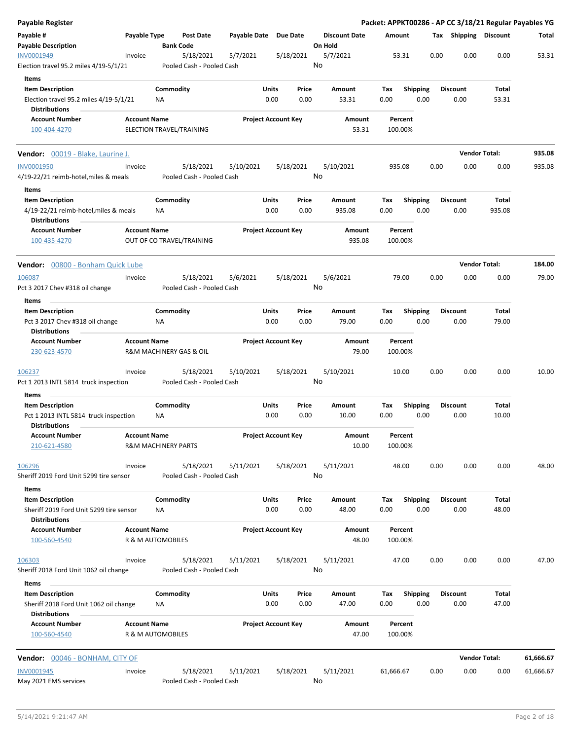**Payable Register** — **Packet: APPKT00286 - AP CC 3/18/21 Regular Payables YG**

| Payable # | Payable Type | Post Date | Payable Date | Due Date | Discount Date | Amount | Tax | Shipping | Discount | Total |
|---|---|---|---|---|---|---|---|---|---|---|
| **Payable Description** | | **Bank Code** | | | **On Hold** | | | | | |
| INV0001949 | Invoice | 5/18/2021 | 5/7/2021 | 5/18/2021 | 5/7/2021 | 53.31 | 0.00 | 0.00 | 0.00 | 53.31 |
| Election travel 95.2 miles 4/19-5/1/21 | | Pooled Cash - Pooled Cash | | | No | | | | | |

**Items**

| Item Description | Commodity | Units | Price | Amount | Tax | Shipping | Discount | Total |
|---|---|---|---|---|---|---|---|---|
| Election travel 95.2 miles 4/19-5/1/21 | NA | 0.00 | 0.00 | 53.31 | 0.00 | 0.00 | 0.00 | 53.31 |

**Distributions**

| Account Number | Account Name | Project Account Key | Amount | Percent |
|---|---|---|---|---|
| 100-404-4270 | ELECTION TRAVEL/TRAINING | | 53.31 | 100.00% |

---

**Vendor:** 00019 - Blake, Laurine J. — **Vendor Total:** **935.08**

| Payable # | Payable Type | Post Date | Payable Date | Due Date | Discount Date | Amount | Tax | Shipping | Discount | Total |
|---|---|---|---|---|---|---|---|---|---|---|
| INV0001950 | Invoice | 5/18/2021 | 5/10/2021 | 5/18/2021 | 5/10/2021 | 935.08 | 0.00 | 0.00 | 0.00 | 935.08 |
| 4/19-22/21 reimb-hotel,miles & meals | | Pooled Cash - Pooled Cash | | | No | | | | | |

**Items**

| Item Description | Commodity | Units | Price | Amount | Tax | Shipping | Discount | Total |
|---|---|---|---|---|---|---|---|---|
| 4/19-22/21 reimb-hotel,miles & meals | NA | 0.00 | 0.00 | 935.08 | 0.00 | 0.00 | 0.00 | 935.08 |

**Distributions**

| Account Number | Account Name | Project Account Key | Amount | Percent |
|---|---|---|---|---|
| 100-435-4270 | OUT OF CO TRAVEL/TRAINING | | 935.08 | 100.00% |

---

**Vendor:** 00800 - Bonham Quick Lube — **Vendor Total:** **184.00**

| Payable # | Payable Type | Post Date | Payable Date | Due Date | Discount Date | Amount | Tax | Shipping | Discount | Total |
|---|---|---|---|---|---|---|---|---|---|---|
| 106087 | Invoice | 5/18/2021 | 5/6/2021 | 5/18/2021 | 5/6/2021 | 79.00 | 0.00 | 0.00 | 0.00 | 79.00 |
| Pct 3 2017 Chev #318 oil change | | Pooled Cash - Pooled Cash | | | No | | | | | |

**Items**

| Item Description | Commodity | Units | Price | Amount | Tax | Shipping | Discount | Total |
|---|---|---|---|---|---|---|---|---|
| Pct 3 2017 Chev #318 oil change | NA | 0.00 | 0.00 | 79.00 | 0.00 | 0.00 | 0.00 | 79.00 |

**Distributions**

| Account Number | Account Name | Project Account Key | Amount | Percent |
|---|---|---|---|---|
| 230-623-4570 | R&M MACHINERY GAS & OIL | | 79.00 | 100.00% |

| Payable # | Payable Type | Post Date | Payable Date | Due Date | Discount Date | Amount | Tax | Shipping | Discount | Total |
|---|---|---|---|---|---|---|---|---|---|---|
| 106237 | Invoice | 5/18/2021 | 5/10/2021 | 5/18/2021 | 5/10/2021 | 10.00 | 0.00 | 0.00 | 0.00 | 10.00 |
| Pct 1 2013 INTL 5814 truck inspection | | Pooled Cash - Pooled Cash | | | No | | | | | |

**Items**

| Item Description | Commodity | Units | Price | Amount | Tax | Shipping | Discount | Total |
|---|---|---|---|---|---|---|---|---|
| Pct 1 2013 INTL 5814 truck inspection | NA | 0.00 | 0.00 | 10.00 | 0.00 | 0.00 | 0.00 | 10.00 |

**Distributions**

| Account Number | Account Name | Project Account Key | Amount | Percent |
|---|---|---|---|---|
| 210-621-4580 | R&M MACHINERY PARTS | | 10.00 | 100.00% |

| Payable # | Payable Type | Post Date | Payable Date | Due Date | Discount Date | Amount | Tax | Shipping | Discount | Total |
|---|---|---|---|---|---|---|---|---|---|---|
| 106296 | Invoice | 5/18/2021 | 5/11/2021 | 5/18/2021 | 5/11/2021 | 48.00 | 0.00 | 0.00 | 0.00 | 48.00 |
| Sheriff 2019 Ford Unit 5299 tire sensor | | Pooled Cash - Pooled Cash | | | No | | | | | |

**Items**

| Item Description | Commodity | Units | Price | Amount | Tax | Shipping | Discount | Total |
|---|---|---|---|---|---|---|---|---|
| Sheriff 2019 Ford Unit 5299 tire sensor | NA | 0.00 | 0.00 | 48.00 | 0.00 | 0.00 | 0.00 | 48.00 |

**Distributions**

| Account Number | Account Name | Project Account Key | Amount | Percent |
|---|---|---|---|---|
| 100-560-4540 | R & M AUTOMOBILES | | 48.00 | 100.00% |

| Payable # | Payable Type | Post Date | Payable Date | Due Date | Discount Date | Amount | Tax | Shipping | Discount | Total |
|---|---|---|---|---|---|---|---|---|---|---|
| 106303 | Invoice | 5/18/2021 | 5/11/2021 | 5/18/2021 | 5/11/2021 | 47.00 | 0.00 | 0.00 | 0.00 | 47.00 |
| Sheriff 2018 Ford Unit 1062 oil change | | Pooled Cash - Pooled Cash | | | No | | | | | |

**Items**

| Item Description | Commodity | Units | Price | Amount | Tax | Shipping | Discount | Total |
|---|---|---|---|---|---|---|---|---|
| Sheriff 2018 Ford Unit 1062 oil change | NA | 0.00 | 0.00 | 47.00 | 0.00 | 0.00 | 0.00 | 47.00 |

**Distributions**

| Account Number | Account Name | Project Account Key | Amount | Percent |
|---|---|---|---|---|
| 100-560-4540 | R & M AUTOMOBILES | | 47.00 | 100.00% |

---

**Vendor:** 00046 - BONHAM, CITY OF — **Vendor Total:** **61,666.67**

| Payable # | Payable Type | Post Date | Payable Date | Due Date | Discount Date | Amount | Tax | Shipping | Discount | Total |
|---|---|---|---|---|---|---|---|---|---|---|
| INV0001945 | Invoice | 5/18/2021 | 5/11/2021 | 5/18/2021 | 5/11/2021 | 61,666.67 | 0.00 | 0.00 | 0.00 | 61,666.67 |
| May 2021 EMS services | | Pooled Cash - Pooled Cash | | | No | | | | | |

5/14/2021 9:21:47 AM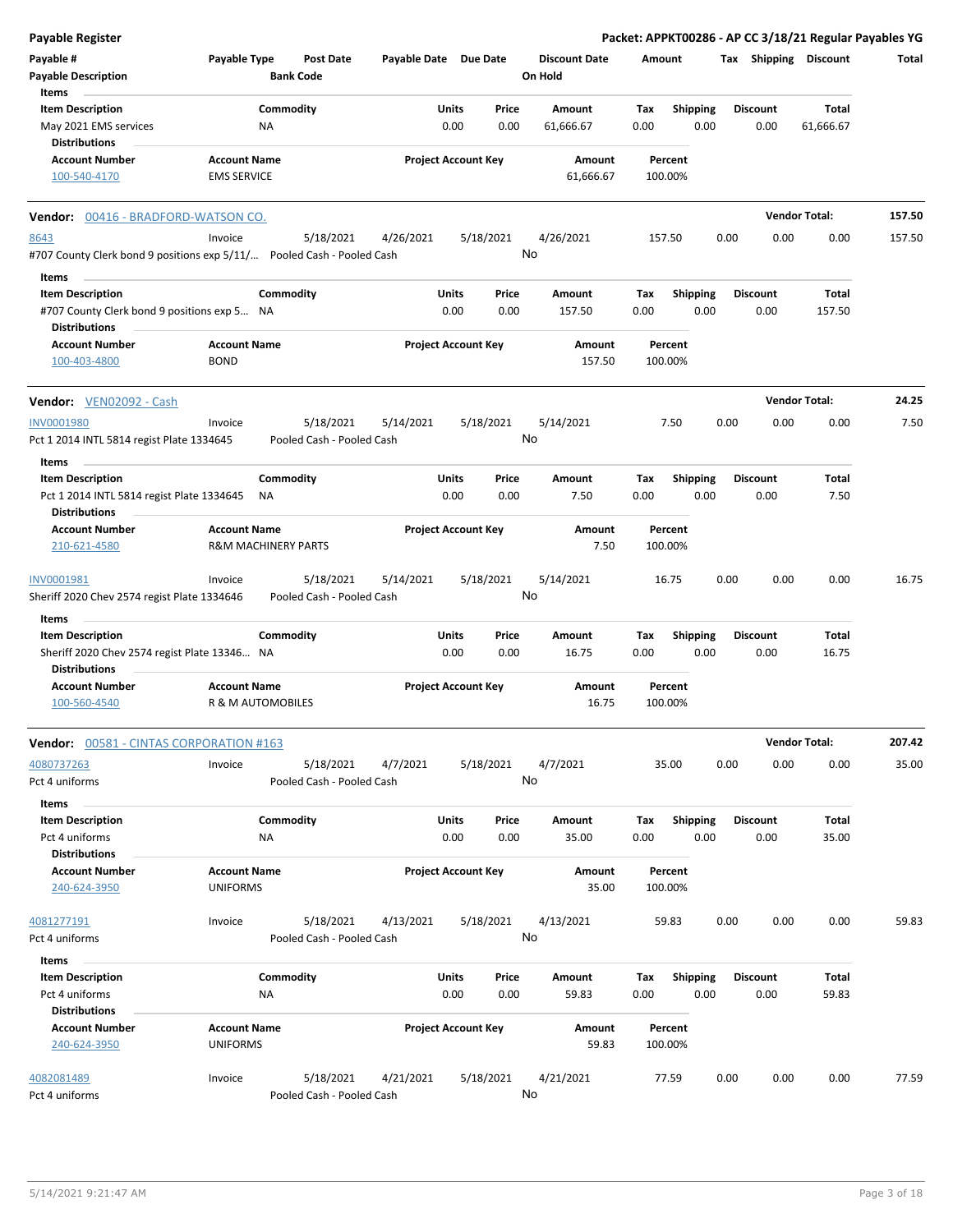**Payable Register** — **Packet: APPKT00286 - AP CC 3/18/21 Regular Payables YG**

| Payable # / Payable Description | Payable Type | Post Date / Bank Code | Payable Date | Due Date | Discount Date / On Hold | Amount | Tax | Shipping | Discount | Total |
|---|---|---|---|---|---|---|---|---|---|---|

**Items**

| Item Description | Commodity | Units | Price | Amount | Tax | Shipping | Discount | Total |
|---|---|---|---|---|---|---|---|---|
| May 2021 EMS services | NA | 0.00 | 0.00 | 61,666.67 | 0.00 | 0.00 | 0.00 | 61,666.67 |

**Distributions**

| Account Number | Account Name | Project Account Key | Amount | Percent |
|---|---|---|---|---|
| 100-540-4170 | EMS SERVICE | | 61,666.67 | 100.00% |

---

**Vendor: 00416 - BRADFORD-WATSON CO.** — **Vendor Total: 157.50**

| Payable # | Payable Type | Post Date | Payable Date | Due Date | Discount Date | Amount | Tax | Shipping | Discount | Total |
|---|---|---|---|---|---|---|---|---|---|---|
| 8643 | Invoice | 5/18/2021 | 4/26/2021 | 5/18/2021 | 4/26/2021 | 157.50 | 0.00 | 0.00 | 0.00 | 157.50 |

#707 County Clerk bond 9 positions exp 5/11/… Pooled Cash - Pooled Cash — On Hold: No

**Items**

| Item Description | Commodity | Units | Price | Amount | Tax | Shipping | Discount | Total |
|---|---|---|---|---|---|---|---|---|
| #707 County Clerk bond 9 positions exp 5… | NA | 0.00 | 0.00 | 157.50 | 0.00 | 0.00 | 0.00 | 157.50 |

**Distributions**

| Account Number | Account Name | Project Account Key | Amount | Percent |
|---|---|---|---|---|
| 100-403-4800 | BOND | | 157.50 | 100.00% |

---

**Vendor: VEN02092 - Cash** — **Vendor Total: 24.25**

| Payable # | Payable Type | Post Date | Payable Date | Due Date | Discount Date | Amount | Tax | Shipping | Discount | Total |
|---|---|---|---|---|---|---|---|---|---|---|
| INV0001980 | Invoice | 5/18/2021 | 5/14/2021 | 5/18/2021 | 5/14/2021 | 7.50 | 0.00 | 0.00 | 0.00 | 7.50 |

Pct 1 2014 INTL 5814 regist Plate 1334645 — Pooled Cash - Pooled Cash — On Hold: No

**Items**

| Item Description | Commodity | Units | Price | Amount | Tax | Shipping | Discount | Total |
|---|---|---|---|---|---|---|---|---|
| Pct 1 2014 INTL 5814 regist Plate 1334645 | NA | 0.00 | 0.00 | 7.50 | 0.00 | 0.00 | 0.00 | 7.50 |

**Distributions**

| Account Number | Account Name | Project Account Key | Amount | Percent |
|---|---|---|---|---|
| 210-621-4580 | R&M MACHINERY PARTS | | 7.50 | 100.00% |

| Payable # | Payable Type | Post Date | Payable Date | Due Date | Discount Date | Amount | Tax | Shipping | Discount | Total |
|---|---|---|---|---|---|---|---|---|---|---|
| INV0001981 | Invoice | 5/18/2021 | 5/14/2021 | 5/18/2021 | 5/14/2021 | 16.75 | 0.00 | 0.00 | 0.00 | 16.75 |

Sheriff 2020 Chev 2574 regist Plate 1334646 — Pooled Cash - Pooled Cash — On Hold: No

**Items**

| Item Description | Commodity | Units | Price | Amount | Tax | Shipping | Discount | Total |
|---|---|---|---|---|---|---|---|---|
| Sheriff 2020 Chev 2574 regist Plate 13346… | NA | 0.00 | 0.00 | 16.75 | 0.00 | 0.00 | 0.00 | 16.75 |

**Distributions**

| Account Number | Account Name | Project Account Key | Amount | Percent |
|---|---|---|---|---|
| 100-560-4540 | R & M AUTOMOBILES | | 16.75 | 100.00% |

---

**Vendor: 00581 - CINTAS CORPORATION #163** — **Vendor Total: 207.42**

| Payable # | Payable Type | Post Date | Payable Date | Due Date | Discount Date | Amount | Tax | Shipping | Discount | Total |
|---|---|---|---|---|---|---|---|---|---|---|
| 4080737263 | Invoice | 5/18/2021 | 4/7/2021 | 5/18/2021 | 4/7/2021 | 35.00 | 0.00 | 0.00 | 0.00 | 35.00 |

Pct 4 uniforms — Pooled Cash - Pooled Cash — On Hold: No

**Items**

| Item Description | Commodity | Units | Price | Amount | Tax | Shipping | Discount | Total |
|---|---|---|---|---|---|---|---|---|
| Pct 4 uniforms | NA | 0.00 | 0.00 | 35.00 | 0.00 | 0.00 | 0.00 | 35.00 |

**Distributions**

| Account Number | Account Name | Project Account Key | Amount | Percent |
|---|---|---|---|---|
| 240-624-3950 | UNIFORMS | | 35.00 | 100.00% |

| Payable # | Payable Type | Post Date | Payable Date | Due Date | Discount Date | Amount | Tax | Shipping | Discount | Total |
|---|---|---|---|---|---|---|---|---|---|---|
| 4081277191 | Invoice | 5/18/2021 | 4/13/2021 | 5/18/2021 | 4/13/2021 | 59.83 | 0.00 | 0.00 | 0.00 | 59.83 |

Pct 4 uniforms — Pooled Cash - Pooled Cash — On Hold: No

**Items**

| Item Description | Commodity | Units | Price | Amount | Tax | Shipping | Discount | Total |
|---|---|---|---|---|---|---|---|---|
| Pct 4 uniforms | NA | 0.00 | 0.00 | 59.83 | 0.00 | 0.00 | 0.00 | 59.83 |

**Distributions**

| Account Number | Account Name | Project Account Key | Amount | Percent |
|---|---|---|---|---|
| 240-624-3950 | UNIFORMS | | 59.83 | 100.00% |

| Payable # | Payable Type | Post Date | Payable Date | Due Date | Discount Date | Amount | Tax | Shipping | Discount | Total |
|---|---|---|---|---|---|---|---|---|---|---|
| 4082081489 | Invoice | 5/18/2021 | 4/21/2021 | 5/18/2021 | 4/21/2021 | 77.59 | 0.00 | 0.00 | 0.00 | 77.59 |

Pct 4 uniforms — Pooled Cash - Pooled Cash — On Hold: No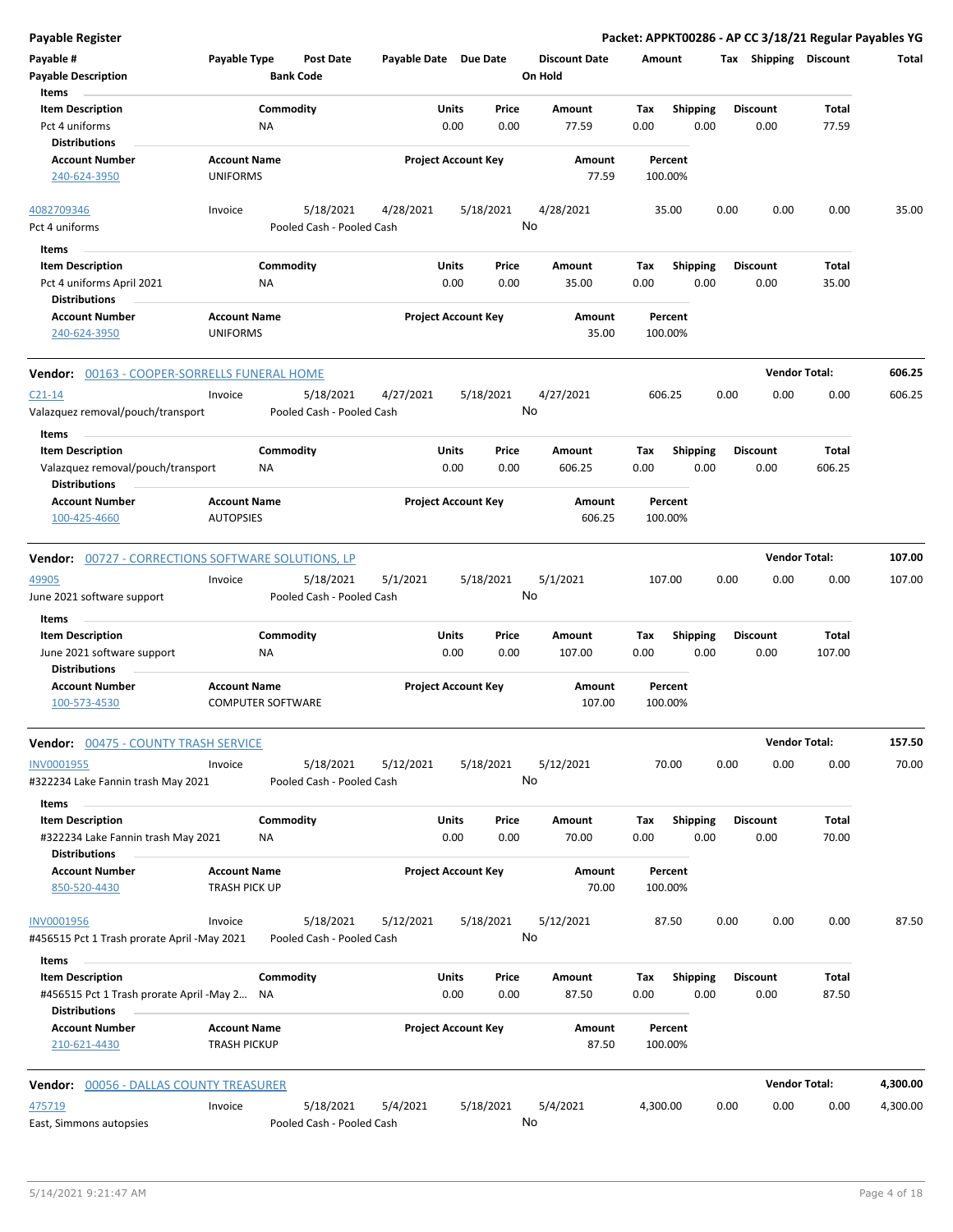**Payable Register** — **Packet: APPKT00286 - AP CC 3/18/21 Regular Payables YG**

| Payable # | Payable Type | Post Date | Payable Date | Due Date | Discount Date | Amount | Tax | Shipping | Discount | Total |
|---|---|---|---|---|---|---|---|---|---|---|
| Payable Description | | Bank Code | | | On Hold | | | | | |

**Items**

| Item Description | Commodity | Units | Price | Amount | Tax | Shipping | Discount | Total |
|---|---|---|---|---|---|---|---|---|
| Pct 4 uniforms | NA | 0.00 | 0.00 | 77.59 | 0.00 | 0.00 | 0.00 | 77.59 |

**Distributions**

| Account Number | Account Name | Project Account Key | Amount | Percent |
|---|---|---|---|---|
| 240-624-3950 | UNIFORMS | | 77.59 | 100.00% |

| Payable # | Payable Type | Post Date | Payable Date | Due Date | Discount Date | Amount | Tax | Shipping | Discount | Total |
|---|---|---|---|---|---|---|---|---|---|---|
| 4082709346 | Invoice | 5/18/2021 | 4/28/2021 | 5/18/2021 | 4/28/2021 | 35.00 | 0.00 | 0.00 | 0.00 | 35.00 |
| Pct 4 uniforms | | Pooled Cash - Pooled Cash | | | No | | | | | |

**Items**

| Item Description | Commodity | Units | Price | Amount | Tax | Shipping | Discount | Total |
|---|---|---|---|---|---|---|---|---|
| Pct 4 uniforms April 2021 | NA | 0.00 | 0.00 | 35.00 | 0.00 | 0.00 | 0.00 | 35.00 |

**Distributions**

| Account Number | Account Name | Project Account Key | Amount | Percent |
|---|---|---|---|---|
| 240-624-3950 | UNIFORMS | | 35.00 | 100.00% |

**Vendor: 00163 - COOPER-SORRELLS FUNERAL HOME** — Vendor Total: **606.25**

| Payable # | Payable Type | Post Date | Payable Date | Due Date | Discount Date | Amount | Tax | Shipping | Discount | Total |
|---|---|---|---|---|---|---|---|---|---|---|
| C21-14 | Invoice | 5/18/2021 | 4/27/2021 | 5/18/2021 | 4/27/2021 | 606.25 | 0.00 | 0.00 | 0.00 | 606.25 |
| Valazquez removal/pouch/transport | | Pooled Cash - Pooled Cash | | | No | | | | | |

**Items**

| Item Description | Commodity | Units | Price | Amount | Tax | Shipping | Discount | Total |
|---|---|---|---|---|---|---|---|---|
| Valazquez removal/pouch/transport | NA | 0.00 | 0.00 | 606.25 | 0.00 | 0.00 | 0.00 | 606.25 |

**Distributions**

| Account Number | Account Name | Project Account Key | Amount | Percent |
|---|---|---|---|---|
| 100-425-4660 | AUTOPSIES | | 606.25 | 100.00% |

**Vendor: 00727 - CORRECTIONS SOFTWARE SOLUTIONS, LP** — Vendor Total: **107.00**

| Payable # | Payable Type | Post Date | Payable Date | Due Date | Discount Date | Amount | Tax | Shipping | Discount | Total |
|---|---|---|---|---|---|---|---|---|---|---|
| 49905 | Invoice | 5/18/2021 | 5/1/2021 | 5/18/2021 | 5/1/2021 | 107.00 | 0.00 | 0.00 | 0.00 | 107.00 |
| June 2021 software support | | Pooled Cash - Pooled Cash | | | No | | | | | |

**Items**

| Item Description | Commodity | Units | Price | Amount | Tax | Shipping | Discount | Total |
|---|---|---|---|---|---|---|---|---|
| June 2021 software support | NA | 0.00 | 0.00 | 107.00 | 0.00 | 0.00 | 0.00 | 107.00 |

**Distributions**

| Account Number | Account Name | Project Account Key | Amount | Percent |
|---|---|---|---|---|
| 100-573-4530 | COMPUTER SOFTWARE | | 107.00 | 100.00% |

**Vendor: 00475 - COUNTY TRASH SERVICE** — Vendor Total: **157.50**

| Payable # | Payable Type | Post Date | Payable Date | Due Date | Discount Date | Amount | Tax | Shipping | Discount | Total |
|---|---|---|---|---|---|---|---|---|---|---|
| INV0001955 | Invoice | 5/18/2021 | 5/12/2021 | 5/18/2021 | 5/12/2021 | 70.00 | 0.00 | 0.00 | 0.00 | 70.00 |
| #322234 Lake Fannin trash May 2021 | | Pooled Cash - Pooled Cash | | | No | | | | | |

**Items**

| Item Description | Commodity | Units | Price | Amount | Tax | Shipping | Discount | Total |
|---|---|---|---|---|---|---|---|---|
| #322234 Lake Fannin trash May 2021 | NA | 0.00 | 0.00 | 70.00 | 0.00 | 0.00 | 0.00 | 70.00 |

**Distributions**

| Account Number | Account Name | Project Account Key | Amount | Percent |
|---|---|---|---|---|
| 850-520-4430 | TRASH PICK UP | | 70.00 | 100.00% |

| Payable # | Payable Type | Post Date | Payable Date | Due Date | Discount Date | Amount | Tax | Shipping | Discount | Total |
|---|---|---|---|---|---|---|---|---|---|---|
| INV0001956 | Invoice | 5/18/2021 | 5/12/2021 | 5/18/2021 | 5/12/2021 | 87.50 | 0.00 | 0.00 | 0.00 | 87.50 |
| #456515 Pct 1 Trash prorate April -May 2021 | | Pooled Cash - Pooled Cash | | | No | | | | | |

**Items**

| Item Description | Commodity | Units | Price | Amount | Tax | Shipping | Discount | Total |
|---|---|---|---|---|---|---|---|---|
| #456515 Pct 1 Trash prorate April -May 2... | NA | 0.00 | 0.00 | 87.50 | 0.00 | 0.00 | 0.00 | 87.50 |

**Distributions**

| Account Number | Account Name | Project Account Key | Amount | Percent |
|---|---|---|---|---|
| 210-621-4430 | TRASH PICKUP | | 87.50 | 100.00% |

**Vendor: 00056 - DALLAS COUNTY TREASURER** — Vendor Total: **4,300.00**

| Payable # | Payable Type | Post Date | Payable Date | Due Date | Discount Date | Amount | Tax | Shipping | Discount | Total |
|---|---|---|---|---|---|---|---|---|---|---|
| 475719 | Invoice | 5/18/2021 | 5/4/2021 | 5/18/2021 | 5/4/2021 | 4,300.00 | 0.00 | 0.00 | 0.00 | 4,300.00 |
| East, Simmons autopsies | | Pooled Cash - Pooled Cash | | | No | | | | | |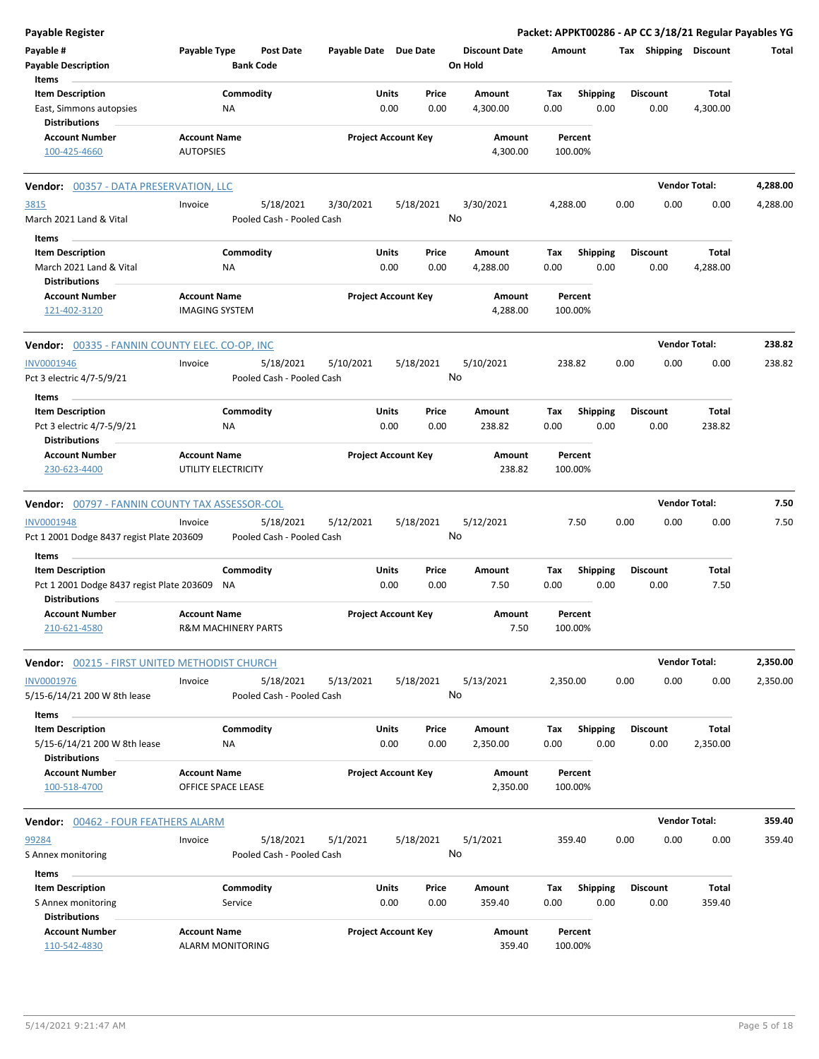**Payable Register** — **Packet: APPKT00286 - AP CC 3/18/21 Regular Payables YG**

| Payable # | Payable Type | Post Date | Payable Date | Due Date | Discount Date | Amount | Tax | Shipping | Discount | Total |
|---|---|---|---|---|---|---|---|---|---|---|
| Payable Description | | Bank Code | | | On Hold | | | | | |

**Items**

| Item Description | Commodity | Units | Price | Amount | Tax | Shipping | Discount | Total |
|---|---|---|---|---|---|---|---|---|
| East, Simmons autopsies | NA | 0.00 | 0.00 | 4,300.00 | 0.00 | 0.00 | 0.00 | 4,300.00 |

**Distributions**

| Account Number | Account Name | Project Account Key | Amount | Percent |
|---|---|---|---|---|
| 100-425-4660 | AUTOPSIES | | 4,300.00 | 100.00% |

---

**Vendor: 00357 - DATA PRESERVATION, LLC** — **Vendor Total: 4,288.00**

| Payable # | Payable Type | Post Date | Payable Date | Due Date | Discount Date | Amount | Tax | Shipping | Discount | Total |
|---|---|---|---|---|---|---|---|---|---|---|
| 3815 | Invoice | 5/18/2021 | 3/30/2021 | 5/18/2021 | 3/30/2021 | 4,288.00 | 0.00 | 0.00 | 0.00 | 4,288.00 |
| March 2021 Land & Vital | | Pooled Cash - Pooled Cash | | | No | | | | | |

**Items**

| Item Description | Commodity | Units | Price | Amount | Tax | Shipping | Discount | Total |
|---|---|---|---|---|---|---|---|---|
| March 2021 Land & Vital | NA | 0.00 | 0.00 | 4,288.00 | 0.00 | 0.00 | 0.00 | 4,288.00 |

**Distributions**

| Account Number | Account Name | Project Account Key | Amount | Percent |
|---|---|---|---|---|
| 121-402-3120 | IMAGING SYSTEM | | 4,288.00 | 100.00% |

---

**Vendor: 00335 - FANNIN COUNTY ELEC. CO-OP, INC** — **Vendor Total: 238.82**

| Payable # | Payable Type | Post Date | Payable Date | Due Date | Discount Date | Amount | Tax | Shipping | Discount | Total |
|---|---|---|---|---|---|---|---|---|---|---|
| INV0001946 | Invoice | 5/18/2021 | 5/10/2021 | 5/18/2021 | 5/10/2021 | 238.82 | 0.00 | 0.00 | 0.00 | 238.82 |
| Pct 3 electric 4/7-5/9/21 | | Pooled Cash - Pooled Cash | | | No | | | | | |

**Items**

| Item Description | Commodity | Units | Price | Amount | Tax | Shipping | Discount | Total |
|---|---|---|---|---|---|---|---|---|
| Pct 3 electric 4/7-5/9/21 | NA | 0.00 | 0.00 | 238.82 | 0.00 | 0.00 | 0.00 | 238.82 |

**Distributions**

| Account Number | Account Name | Project Account Key | Amount | Percent |
|---|---|---|---|---|
| 230-623-4400 | UTILITY ELECTRICITY | | 238.82 | 100.00% |

---

**Vendor: 00797 - FANNIN COUNTY TAX ASSESSOR-COL** — **Vendor Total: 7.50**

| Payable # | Payable Type | Post Date | Payable Date | Due Date | Discount Date | Amount | Tax | Shipping | Discount | Total |
|---|---|---|---|---|---|---|---|---|---|---|
| INV0001948 | Invoice | 5/18/2021 | 5/12/2021 | 5/18/2021 | 5/12/2021 | 7.50 | 0.00 | 0.00 | 0.00 | 7.50 |
| Pct 1 2001 Dodge 8437 regist Plate 203609 | | Pooled Cash - Pooled Cash | | | No | | | | | |

**Items**

| Item Description | Commodity | Units | Price | Amount | Tax | Shipping | Discount | Total |
|---|---|---|---|---|---|---|---|---|
| Pct 1 2001 Dodge 8437 regist Plate 203609 | NA | 0.00 | 0.00 | 7.50 | 0.00 | 0.00 | 0.00 | 7.50 |

**Distributions**

| Account Number | Account Name | Project Account Key | Amount | Percent |
|---|---|---|---|---|
| 210-621-4580 | R&M MACHINERY PARTS | | 7.50 | 100.00% |

---

**Vendor: 00215 - FIRST UNITED METHODIST CHURCH** — **Vendor Total: 2,350.00**

| Payable # | Payable Type | Post Date | Payable Date | Due Date | Discount Date | Amount | Tax | Shipping | Discount | Total |
|---|---|---|---|---|---|---|---|---|---|---|
| INV0001976 | Invoice | 5/18/2021 | 5/13/2021 | 5/18/2021 | 5/13/2021 | 2,350.00 | 0.00 | 0.00 | 0.00 | 2,350.00 |
| 5/15-6/14/21 200 W 8th lease | | Pooled Cash - Pooled Cash | | | No | | | | | |

**Items**

| Item Description | Commodity | Units | Price | Amount | Tax | Shipping | Discount | Total |
|---|---|---|---|---|---|---|---|---|
| 5/15-6/14/21 200 W 8th lease | NA | 0.00 | 0.00 | 2,350.00 | 0.00 | 0.00 | 0.00 | 2,350.00 |

**Distributions**

| Account Number | Account Name | Project Account Key | Amount | Percent |
|---|---|---|---|---|
| 100-518-4700 | OFFICE SPACE LEASE | | 2,350.00 | 100.00% |

---

**Vendor: 00462 - FOUR FEATHERS ALARM** — **Vendor Total: 359.40**

| Payable # | Payable Type | Post Date | Payable Date | Due Date | Discount Date | Amount | Tax | Shipping | Discount | Total |
|---|---|---|---|---|---|---|---|---|---|---|
| 99284 | Invoice | 5/18/2021 | 5/1/2021 | 5/18/2021 | 5/1/2021 | 359.40 | 0.00 | 0.00 | 0.00 | 359.40 |
| S Annex monitoring | | Pooled Cash - Pooled Cash | | | No | | | | | |

**Items**

| Item Description | Commodity | Units | Price | Amount | Tax | Shipping | Discount | Total |
|---|---|---|---|---|---|---|---|---|
| S Annex monitoring | Service | 0.00 | 0.00 | 359.40 | 0.00 | 0.00 | 0.00 | 359.40 |

**Distributions**

| Account Number | Account Name | Project Account Key | Amount | Percent |
|---|---|---|---|---|
| 110-542-4830 | ALARM MONITORING | | 359.40 | 100.00% |

5/14/2021 9:21:47 AM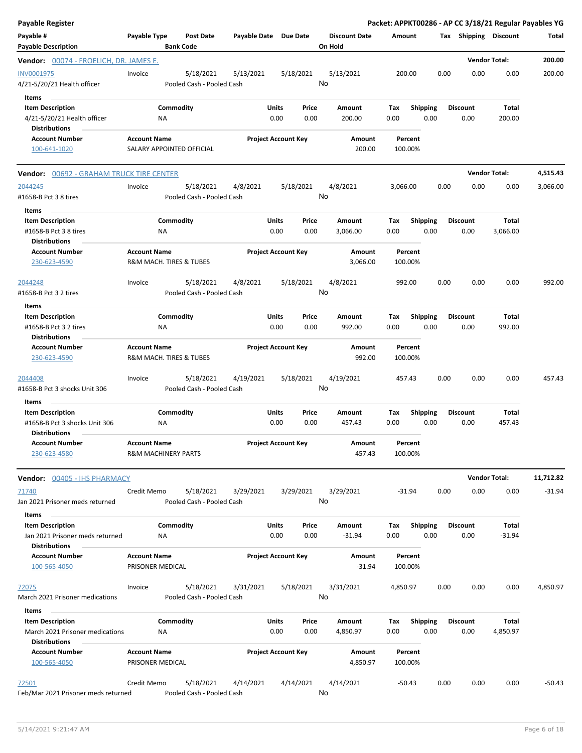**Payable Register** — **Packet: APPKT00286 - AP CC 3/18/21 Regular Payables YG**

| Payable # / Payable Description | Payable Type | Post Date / Bank Code | Payable Date | Due Date | Discount Date / On Hold | Amount | Tax | Shipping | Discount | Total |
|---|---|---|---|---|---|---|---|---|---|---|

## Vendor: 00074 - FROELICH, DR. JAMES E.

**Vendor Total: 200.00**

| Payable # | Payable Type | Post Date | Payable Date | Due Date | Discount Date | Amount | Tax | Shipping | Discount | Total |
|---|---|---|---|---|---|---|---|---|---|---|
| INV0001975 | Invoice | 5/18/2021 | 5/13/2021 | 5/18/2021 | 5/13/2021 | 200.00 | 0.00 | 0.00 | 0.00 | 200.00 |
| 4/21-5/20/21 Health officer | | Pooled Cash - Pooled Cash | | | No | | | | | |

**Items**

| Item Description | Commodity | Units | Price | Amount | Tax | Shipping | Discount | Total |
|---|---|---|---|---|---|---|---|---|
| 4/21-5/20/21 Health officer | NA | 0.00 | 0.00 | 200.00 | 0.00 | 0.00 | 0.00 | 200.00 |

**Distributions**

| Account Number | Account Name | Project Account Key | Amount | Percent |
|---|---|---|---|---|
| 100-641-1020 | SALARY APPOINTED OFFICIAL | | 200.00 | 100.00% |

## Vendor: 00692 - GRAHAM TRUCK TIRE CENTER

**Vendor Total: 4,515.43**

| Payable # | Payable Type | Post Date | Payable Date | Due Date | Discount Date | Amount | Tax | Shipping | Discount | Total |
|---|---|---|---|---|---|---|---|---|---|---|
| 2044245 | Invoice | 5/18/2021 | 4/8/2021 | 5/18/2021 | 4/8/2021 | 3,066.00 | 0.00 | 0.00 | 0.00 | 3,066.00 |
| #1658-B Pct 3 8 tires | | Pooled Cash - Pooled Cash | | | No | | | | | |

**Items**

| Item Description | Commodity | Units | Price | Amount | Tax | Shipping | Discount | Total |
|---|---|---|---|---|---|---|---|---|
| #1658-B Pct 3 8 tires | NA | 0.00 | 0.00 | 3,066.00 | 0.00 | 0.00 | 0.00 | 3,066.00 |

**Distributions**

| Account Number | Account Name | Project Account Key | Amount | Percent |
|---|---|---|---|---|
| 230-623-4590 | R&M MACH. TIRES & TUBES | | 3,066.00 | 100.00% |

| Payable # | Payable Type | Post Date | Payable Date | Due Date | Discount Date | Amount | Tax | Shipping | Discount | Total |
|---|---|---|---|---|---|---|---|---|---|---|
| 2044248 | Invoice | 5/18/2021 | 4/8/2021 | 5/18/2021 | 4/8/2021 | 992.00 | 0.00 | 0.00 | 0.00 | 992.00 |
| #1658-B Pct 3 2 tires | | Pooled Cash - Pooled Cash | | | No | | | | | |

**Items**

| Item Description | Commodity | Units | Price | Amount | Tax | Shipping | Discount | Total |
|---|---|---|---|---|---|---|---|---|
| #1658-B Pct 3 2 tires | NA | 0.00 | 0.00 | 992.00 | 0.00 | 0.00 | 0.00 | 992.00 |

**Distributions**

| Account Number | Account Name | Project Account Key | Amount | Percent |
|---|---|---|---|---|
| 230-623-4590 | R&M MACH. TIRES & TUBES | | 992.00 | 100.00% |

| Payable # | Payable Type | Post Date | Payable Date | Due Date | Discount Date | Amount | Tax | Shipping | Discount | Total |
|---|---|---|---|---|---|---|---|---|---|---|
| 2044408 | Invoice | 5/18/2021 | 4/19/2021 | 5/18/2021 | 4/19/2021 | 457.43 | 0.00 | 0.00 | 0.00 | 457.43 |
| #1658-B Pct 3 shocks Unit 306 | | Pooled Cash - Pooled Cash | | | No | | | | | |

**Items**

| Item Description | Commodity | Units | Price | Amount | Tax | Shipping | Discount | Total |
|---|---|---|---|---|---|---|---|---|
| #1658-B Pct 3 shocks Unit 306 | NA | 0.00 | 0.00 | 457.43 | 0.00 | 0.00 | 0.00 | 457.43 |

**Distributions**

| Account Number | Account Name | Project Account Key | Amount | Percent |
|---|---|---|---|---|
| 230-623-4580 | R&M MACHINERY PARTS | | 457.43 | 100.00% |

## Vendor: 00405 - IHS PHARMACY

**Vendor Total: 11,712.82**

| Payable # | Payable Type | Post Date | Payable Date | Due Date | Discount Date | Amount | Tax | Shipping | Discount | Total |
|---|---|---|---|---|---|---|---|---|---|---|
| 71740 | Credit Memo | 5/18/2021 | 3/29/2021 | 3/29/2021 | 3/29/2021 | -31.94 | 0.00 | 0.00 | 0.00 | -31.94 |
| Jan 2021 Prisoner meds returned | | Pooled Cash - Pooled Cash | | | No | | | | | |

**Items**

| Item Description | Commodity | Units | Price | Amount | Tax | Shipping | Discount | Total |
|---|---|---|---|---|---|---|---|---|
| Jan 2021 Prisoner meds returned | NA | 0.00 | 0.00 | -31.94 | 0.00 | 0.00 | 0.00 | -31.94 |

**Distributions**

| Account Number | Account Name | Project Account Key | Amount | Percent |
|---|---|---|---|---|
| 100-565-4050 | PRISONER MEDICAL | | -31.94 | 100.00% |

| Payable # | Payable Type | Post Date | Payable Date | Due Date | Discount Date | Amount | Tax | Shipping | Discount | Total |
|---|---|---|---|---|---|---|---|---|---|---|
| 72075 | Invoice | 5/18/2021 | 3/31/2021 | 5/18/2021 | 3/31/2021 | 4,850.97 | 0.00 | 0.00 | 0.00 | 4,850.97 |
| March 2021 Prisoner medications | | Pooled Cash - Pooled Cash | | | No | | | | | |

**Items**

| Item Description | Commodity | Units | Price | Amount | Tax | Shipping | Discount | Total |
|---|---|---|---|---|---|---|---|---|
| March 2021 Prisoner medications | NA | 0.00 | 0.00 | 4,850.97 | 0.00 | 0.00 | 0.00 | 4,850.97 |

**Distributions**

| Account Number | Account Name | Project Account Key | Amount | Percent |
|---|---|---|---|---|
| 100-565-4050 | PRISONER MEDICAL | | 4,850.97 | 100.00% |

| Payable # | Payable Type | Post Date | Payable Date | Due Date | Discount Date | Amount | Tax | Shipping | Discount | Total |
|---|---|---|---|---|---|---|---|---|---|---|
| 72501 | Credit Memo | 5/18/2021 | 4/14/2021 | 4/14/2021 | 4/14/2021 | -50.43 | 0.00 | 0.00 | 0.00 | -50.43 |
| Feb/Mar 2021 Prisoner meds returned | | Pooled Cash - Pooled Cash | | | No | | | | | |

5/14/2021 9:21:47 AM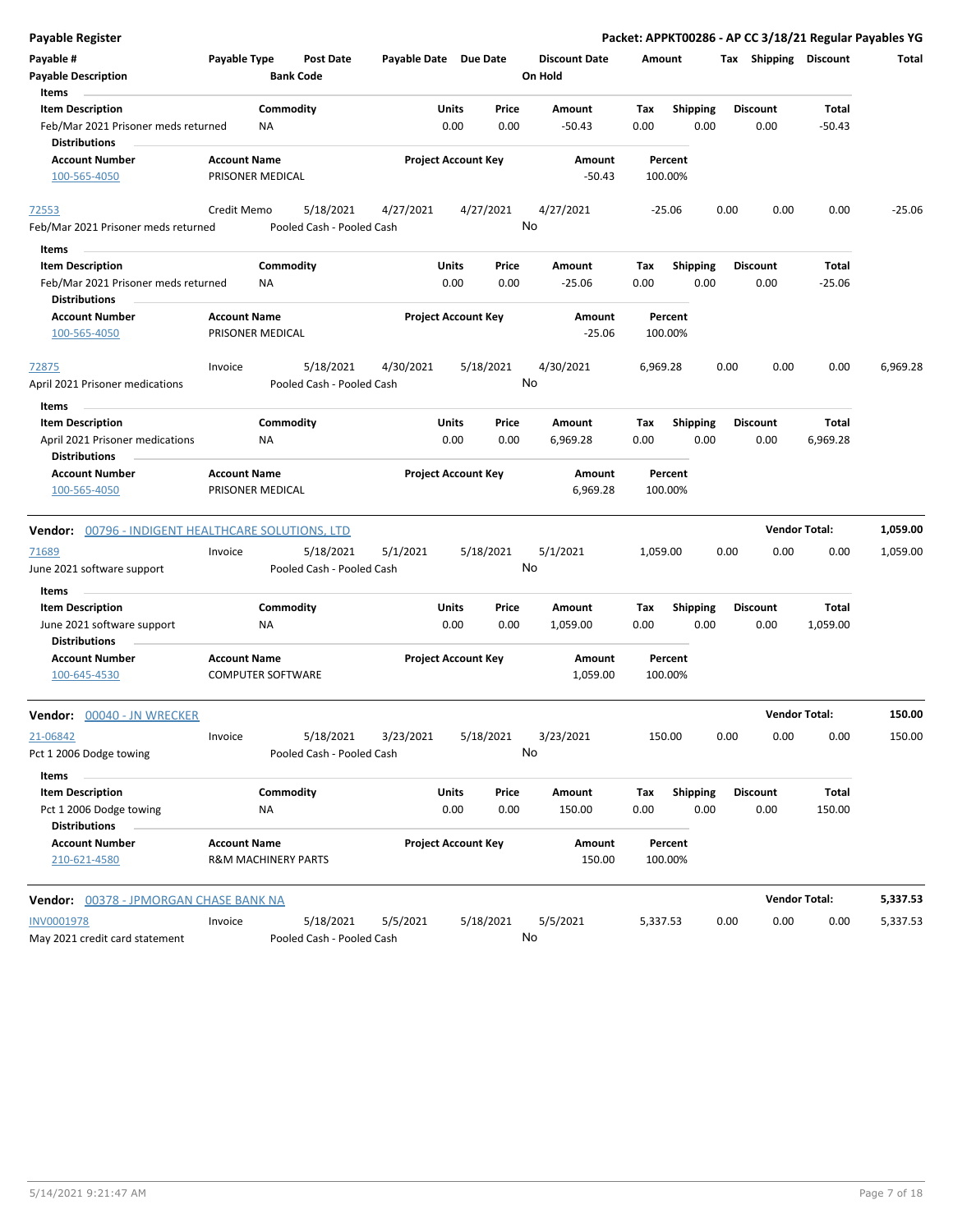## Payable Register

**Packet: APPKT00286 - AP CC 3/18/21 Regular Payables YG**

| Payable # | Payable Type | Post Date | Payable Date | Due Date | Discount Date | Amount | Tax | Shipping | Discount | Total |
|---|---|---|---|---|---|---|---|---|---|---|
| Payable Description | | Bank Code | | | On Hold | | | | | |

**Items**

| Item Description | Commodity | Units | Price | Amount | Tax | Shipping | Discount | Total |
|---|---|---|---|---|---|---|---|---|
| Feb/Mar 2021 Prisoner meds returned | NA | 0.00 | 0.00 | -50.43 | 0.00 | 0.00 | 0.00 | -50.43 |

**Distributions**

| Account Number | Account Name | Project Account Key | Amount | Percent |
|---|---|---|---|---|
| 100-565-4050 | PRISONER MEDICAL | | -50.43 | 100.00% |

| Payable # | Payable Type | Post Date | Payable Date | Due Date | Discount Date | Amount | Tax | Shipping | Discount | Total |
|---|---|---|---|---|---|---|---|---|---|---|
| 72553 | Credit Memo | 5/18/2021 | 4/27/2021 | 4/27/2021 | 4/27/2021 | -25.06 | 0.00 | 0.00 | 0.00 | -25.06 |
| Feb/Mar 2021 Prisoner meds returned | | Pooled Cash - Pooled Cash | | | No | | | | | |

**Items**

| Item Description | Commodity | Units | Price | Amount | Tax | Shipping | Discount | Total |
|---|---|---|---|---|---|---|---|---|
| Feb/Mar 2021 Prisoner meds returned | NA | 0.00 | 0.00 | -25.06 | 0.00 | 0.00 | 0.00 | -25.06 |

**Distributions**

| Account Number | Account Name | Project Account Key | Amount | Percent |
|---|---|---|---|---|
| 100-565-4050 | PRISONER MEDICAL | | -25.06 | 100.00% |

| Payable # | Payable Type | Post Date | Payable Date | Due Date | Discount Date | Amount | Tax | Shipping | Discount | Total |
|---|---|---|---|---|---|---|---|---|---|---|
| 72875 | Invoice | 5/18/2021 | 4/30/2021 | 5/18/2021 | 4/30/2021 | 6,969.28 | 0.00 | 0.00 | 0.00 | 6,969.28 |
| April 2021 Prisoner medications | | Pooled Cash - Pooled Cash | | | No | | | | | |

**Items**

| Item Description | Commodity | Units | Price | Amount | Tax | Shipping | Discount | Total |
|---|---|---|---|---|---|---|---|---|
| April 2021 Prisoner medications | NA | 0.00 | 0.00 | 6,969.28 | 0.00 | 0.00 | 0.00 | 6,969.28 |

**Distributions**

| Account Number | Account Name | Project Account Key | Amount | Percent |
|---|---|---|---|---|
| 100-565-4050 | PRISONER MEDICAL | | 6,969.28 | 100.00% |

### Vendor: 00796 - INDIGENT HEALTHCARE SOLUTIONS, LTD — Vendor Total: 1,059.00

| Payable # | Payable Type | Post Date | Payable Date | Due Date | Discount Date | Amount | Tax | Shipping | Discount | Total |
|---|---|---|---|---|---|---|---|---|---|---|
| 71689 | Invoice | 5/18/2021 | 5/1/2021 | 5/18/2021 | 5/1/2021 | 1,059.00 | 0.00 | 0.00 | 0.00 | 1,059.00 |
| June 2021 software support | | Pooled Cash - Pooled Cash | | | No | | | | | |

**Items**

| Item Description | Commodity | Units | Price | Amount | Tax | Shipping | Discount | Total |
|---|---|---|---|---|---|---|---|---|
| June 2021 software support | NA | 0.00 | 0.00 | 1,059.00 | 0.00 | 0.00 | 0.00 | 1,059.00 |

**Distributions**

| Account Number | Account Name | Project Account Key | Amount | Percent |
|---|---|---|---|---|
| 100-645-4530 | COMPUTER SOFTWARE | | 1,059.00 | 100.00% |

### Vendor: 00040 - JN WRECKER — Vendor Total: 150.00

| Payable # | Payable Type | Post Date | Payable Date | Due Date | Discount Date | Amount | Tax | Shipping | Discount | Total |
|---|---|---|---|---|---|---|---|---|---|---|
| 21-06842 | Invoice | 5/18/2021 | 3/23/2021 | 5/18/2021 | 3/23/2021 | 150.00 | 0.00 | 0.00 | 0.00 | 150.00 |
| Pct 1 2006 Dodge towing | | Pooled Cash - Pooled Cash | | | No | | | | | |

**Items**

| Item Description | Commodity | Units | Price | Amount | Tax | Shipping | Discount | Total |
|---|---|---|---|---|---|---|---|---|
| Pct 1 2006 Dodge towing | NA | 0.00 | 0.00 | 150.00 | 0.00 | 0.00 | 0.00 | 150.00 |

**Distributions**

| Account Number | Account Name | Project Account Key | Amount | Percent |
|---|---|---|---|---|
| 210-621-4580 | R&M MACHINERY PARTS | | 150.00 | 100.00% |

### Vendor: 00378 - JPMORGAN CHASE BANK NA — Vendor Total: 5,337.53

| Payable # | Payable Type | Post Date | Payable Date | Due Date | Discount Date | Amount | Tax | Shipping | Discount | Total |
|---|---|---|---|---|---|---|---|---|---|---|
| INV0001978 | Invoice | 5/18/2021 | 5/5/2021 | 5/18/2021 | 5/5/2021 | 5,337.53 | 0.00 | 0.00 | 0.00 | 5,337.53 |
| May 2021 credit card statement | | Pooled Cash - Pooled Cash | | | No | | | | | |

5/14/2021 9:21:47 AM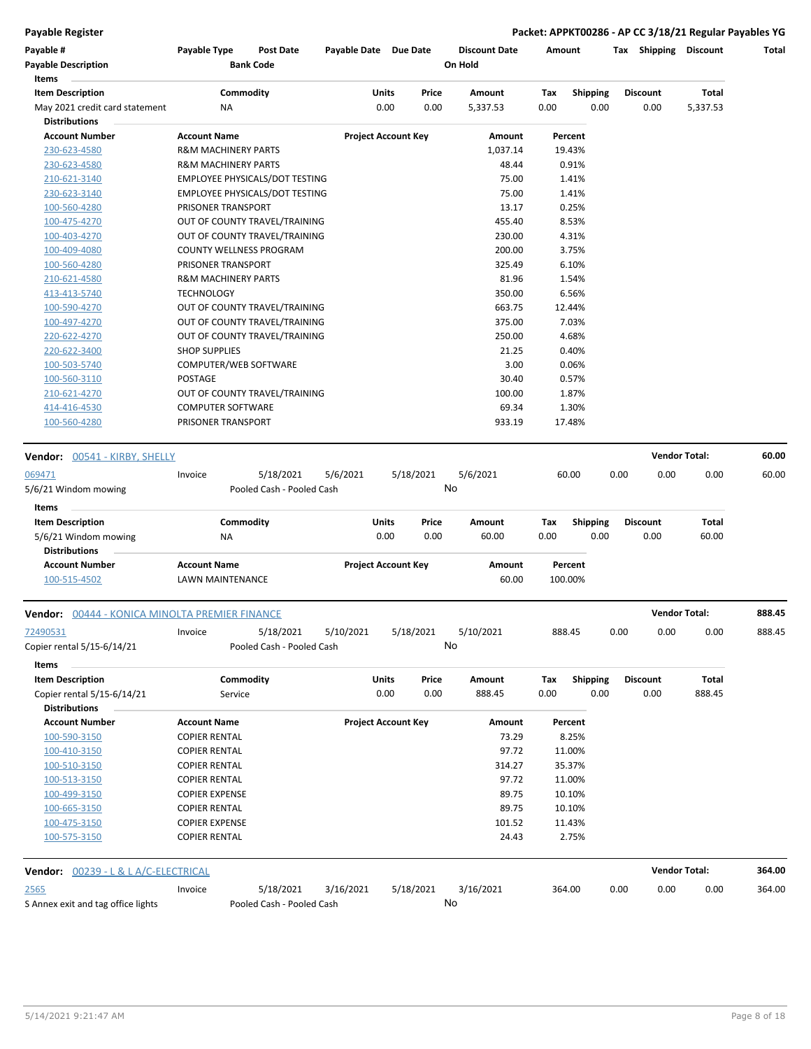**Payable Register** — **Packet: APPKT00286 - AP CC 3/18/21 Regular Payables YG**

| Payable # | Payable Type | Post Date | Payable Date | Due Date | Discount Date | Amount | Tax | Shipping | Discount | Total |
|---|---|---|---|---|---|---|---|---|---|---|
| Payable Description | | Bank Code | | | On Hold | | | | | |

**Items**

| Item Description | Commodity | Units | Price | Amount | Tax | Shipping | Discount | Total |
|---|---|---|---|---|---|---|---|---|
| May 2021 credit card statement | NA | 0.00 | 0.00 | 5,337.53 | 0.00 | 0.00 | 0.00 | 5,337.53 |

**Distributions**

| Account Number | Account Name | Project Account Key | Amount | Percent |
|---|---|---|---|---|
| 230-623-4580 | R&M MACHINERY PARTS | | 1,037.14 | 19.43% |
| 230-623-4580 | R&M MACHINERY PARTS | | 48.44 | 0.91% |
| 210-621-3140 | EMPLOYEE PHYSICALS/DOT TESTING | | 75.00 | 1.41% |
| 230-623-3140 | EMPLOYEE PHYSICALS/DOT TESTING | | 75.00 | 1.41% |
| 100-560-4280 | PRISONER TRANSPORT | | 13.17 | 0.25% |
| 100-475-4270 | OUT OF COUNTY TRAVEL/TRAINING | | 455.40 | 8.53% |
| 100-403-4270 | OUT OF COUNTY TRAVEL/TRAINING | | 230.00 | 4.31% |
| 100-409-4080 | COUNTY WELLNESS PROGRAM | | 200.00 | 3.75% |
| 100-560-4280 | PRISONER TRANSPORT | | 325.49 | 6.10% |
| 210-621-4580 | R&M MACHINERY PARTS | | 81.96 | 1.54% |
| 413-413-5740 | TECHNOLOGY | | 350.00 | 6.56% |
| 100-590-4270 | OUT OF COUNTY TRAVEL/TRAINING | | 663.75 | 12.44% |
| 100-497-4270 | OUT OF COUNTY TRAVEL/TRAINING | | 375.00 | 7.03% |
| 220-622-4270 | OUT OF COUNTY TRAVEL/TRAINING | | 250.00 | 4.68% |
| 220-622-3400 | SHOP SUPPLIES | | 21.25 | 0.40% |
| 100-503-5740 | COMPUTER/WEB SOFTWARE | | 3.00 | 0.06% |
| 100-560-3110 | POSTAGE | | 30.40 | 0.57% |
| 210-621-4270 | OUT OF COUNTY TRAVEL/TRAINING | | 100.00 | 1.87% |
| 414-416-4530 | COMPUTER SOFTWARE | | 69.34 | 1.30% |
| 100-560-4280 | PRISONER TRANSPORT | | 933.19 | 17.48% |

**Vendor: 00541 - KIRBY, SHELLY** — **Vendor Total: 60.00**

| Payable # | Payable Type | Post Date | Payable Date | Due Date | Discount Date | Amount | Tax | Shipping | Discount | Total |
|---|---|---|---|---|---|---|---|---|---|---|
| 069471 | Invoice | 5/18/2021 | 5/6/2021 | 5/18/2021 | 5/6/2021 | 60.00 | 0.00 | 0.00 | 0.00 | 60.00 |
| 5/6/21 Windom mowing | | Pooled Cash - Pooled Cash | | | No | | | | | |

**Items**

| Item Description | Commodity | Units | Price | Amount | Tax | Shipping | Discount | Total |
|---|---|---|---|---|---|---|---|---|
| 5/6/21 Windom mowing | NA | 0.00 | 0.00 | 60.00 | 0.00 | 0.00 | 0.00 | 60.00 |

**Distributions**

| Account Number | Account Name | Project Account Key | Amount | Percent |
|---|---|---|---|---|
| 100-515-4502 | LAWN MAINTENANCE | | 60.00 | 100.00% |

**Vendor: 00444 - KONICA MINOLTA PREMIER FINANCE** — **Vendor Total: 888.45**

| Payable # | Payable Type | Post Date | Payable Date | Due Date | Discount Date | Amount | Tax | Shipping | Discount | Total |
|---|---|---|---|---|---|---|---|---|---|---|
| 72490531 | Invoice | 5/18/2021 | 5/10/2021 | 5/18/2021 | 5/10/2021 | 888.45 | 0.00 | 0.00 | 0.00 | 888.45 |
| Copier rental 5/15-6/14/21 | | Pooled Cash - Pooled Cash | | | No | | | | | |

**Items**

| Item Description | Commodity | Units | Price | Amount | Tax | Shipping | Discount | Total |
|---|---|---|---|---|---|---|---|---|
| Copier rental 5/15-6/14/21 | Service | 0.00 | 0.00 | 888.45 | 0.00 | 0.00 | 0.00 | 888.45 |

**Distributions**

| Account Number | Account Name | Project Account Key | Amount | Percent |
|---|---|---|---|---|
| 100-590-3150 | COPIER RENTAL | | 73.29 | 8.25% |
| 100-410-3150 | COPIER RENTAL | | 97.72 | 11.00% |
| 100-510-3150 | COPIER RENTAL | | 314.27 | 35.37% |
| 100-513-3150 | COPIER RENTAL | | 97.72 | 11.00% |
| 100-499-3150 | COPIER EXPENSE | | 89.75 | 10.10% |
| 100-665-3150 | COPIER RENTAL | | 89.75 | 10.10% |
| 100-475-3150 | COPIER EXPENSE | | 101.52 | 11.43% |
| 100-575-3150 | COPIER RENTAL | | 24.43 | 2.75% |

**Vendor: 00239 - L & L A/C-ELECTRICAL** — **Vendor Total: 364.00**

| Payable # | Payable Type | Post Date | Payable Date | Due Date | Discount Date | Amount | Tax | Shipping | Discount | Total |
|---|---|---|---|---|---|---|---|---|---|---|
| 2565 | Invoice | 5/18/2021 | 3/16/2021 | 5/18/2021 | 3/16/2021 | 364.00 | 0.00 | 0.00 | 0.00 | 364.00 |
| S Annex exit and tag office lights | | Pooled Cash - Pooled Cash | | | No | | | | | |

5/14/2021 9:21:47 AM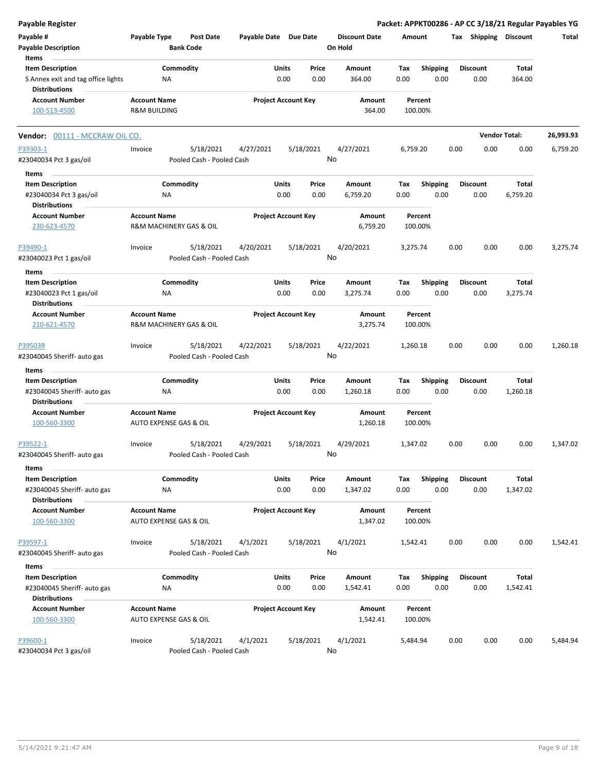**Payable Register** — **Packet: APPKT00286 - AP CC 3/18/21 Regular Payables YG**

| Payable # | Payable Type | Post Date | Payable Date | Due Date | Discount Date | Amount | Tax | Shipping | Discount | Total |
|---|---|---|---|---|---|---|---|---|---|---|
| **Payable Description** | | **Bank Code** | | | **On Hold** | | | | | |

**Items**

| Item Description | Commodity | Units | Price | Amount | Tax | Shipping | Discount | Total |
|---|---|---|---|---|---|---|---|---|
| S Annex exit and tag office lights | NA | 0.00 | 0.00 | 364.00 | 0.00 | 0.00 | 0.00 | 364.00 |

**Distributions**

| Account Number | Account Name | Project Account Key | Amount | Percent |
|---|---|---|---|---|
| 100-513-4500 | R&M BUILDING | | 364.00 | 100.00% |

---

**Vendor:** 00111 - MCCRAW OIL CO. — **Vendor Total: 26,993.93**

| Payable # | Payable Type | Post Date | Payable Date | Due Date | Discount Date | Amount | Tax | Shipping | Discount | Total |
|---|---|---|---|---|---|---|---|---|---|---|
| P39303-1 | Invoice | 5/18/2021 | 4/27/2021 | 5/18/2021 | 4/27/2021 | 6,759.20 | 0.00 | 0.00 | 0.00 | 6,759.20 |

#23040034 Pct 3 gas/oil — Pooled Cash - Pooled Cash — On Hold: No

**Items**

| Item Description | Commodity | Units | Price | Amount | Tax | Shipping | Discount | Total |
|---|---|---|---|---|---|---|---|---|
| #23040034 Pct 3 gas/oil | NA | 0.00 | 0.00 | 6,759.20 | 0.00 | 0.00 | 0.00 | 6,759.20 |

**Distributions**

| Account Number | Account Name | Project Account Key | Amount | Percent |
|---|---|---|---|---|
| 230-623-4570 | R&M MACHINERY GAS & OIL | | 6,759.20 | 100.00% |

| Payable # | Payable Type | Post Date | Payable Date | Due Date | Discount Date | Amount | Tax | Shipping | Discount | Total |
|---|---|---|---|---|---|---|---|---|---|---|
| P39490-1 | Invoice | 5/18/2021 | 4/20/2021 | 5/18/2021 | 4/20/2021 | 3,275.74 | 0.00 | 0.00 | 0.00 | 3,275.74 |

#23040023 Pct 1 gas/oil — Pooled Cash - Pooled Cash — On Hold: No

**Items**

| Item Description | Commodity | Units | Price | Amount | Tax | Shipping | Discount | Total |
|---|---|---|---|---|---|---|---|---|
| #23040023 Pct 1 gas/oil | NA | 0.00 | 0.00 | 3,275.74 | 0.00 | 0.00 | 0.00 | 3,275.74 |

**Distributions**

| Account Number | Account Name | Project Account Key | Amount | Percent |
|---|---|---|---|---|
| 210-621-4570 | R&M MACHINERY GAS & OIL | | 3,275.74 | 100.00% |

| Payable # | Payable Type | Post Date | Payable Date | Due Date | Discount Date | Amount | Tax | Shipping | Discount | Total |
|---|---|---|---|---|---|---|---|---|---|---|
| P39503R | Invoice | 5/18/2021 | 4/22/2021 | 5/18/2021 | 4/22/2021 | 1,260.18 | 0.00 | 0.00 | 0.00 | 1,260.18 |

#23040045 Sheriff- auto gas — Pooled Cash - Pooled Cash — On Hold: No

**Items**

| Item Description | Commodity | Units | Price | Amount | Tax | Shipping | Discount | Total |
|---|---|---|---|---|---|---|---|---|
| #23040045 Sheriff- auto gas | NA | 0.00 | 0.00 | 1,260.18 | 0.00 | 0.00 | 0.00 | 1,260.18 |

**Distributions**

| Account Number | Account Name | Project Account Key | Amount | Percent |
|---|---|---|---|---|
| 100-560-3300 | AUTO EXPENSE GAS & OIL | | 1,260.18 | 100.00% |

| Payable # | Payable Type | Post Date | Payable Date | Due Date | Discount Date | Amount | Tax | Shipping | Discount | Total |
|---|---|---|---|---|---|---|---|---|---|---|
| P39522-1 | Invoice | 5/18/2021 | 4/29/2021 | 5/18/2021 | 4/29/2021 | 1,347.02 | 0.00 | 0.00 | 0.00 | 1,347.02 |

#23040045 Sheriff- auto gas — Pooled Cash - Pooled Cash — On Hold: No

**Items**

| Item Description | Commodity | Units | Price | Amount | Tax | Shipping | Discount | Total |
|---|---|---|---|---|---|---|---|---|
| #23040045 Sheriff- auto gas | NA | 0.00 | 0.00 | 1,347.02 | 0.00 | 0.00 | 0.00 | 1,347.02 |

**Distributions**

| Account Number | Account Name | Project Account Key | Amount | Percent |
|---|---|---|---|---|
| 100-560-3300 | AUTO EXPENSE GAS & OIL | | 1,347.02 | 100.00% |

| Payable # | Payable Type | Post Date | Payable Date | Due Date | Discount Date | Amount | Tax | Shipping | Discount | Total |
|---|---|---|---|---|---|---|---|---|---|---|
| P39597-1 | Invoice | 5/18/2021 | 4/1/2021 | 5/18/2021 | 4/1/2021 | 1,542.41 | 0.00 | 0.00 | 0.00 | 1,542.41 |

#23040045 Sheriff- auto gas — Pooled Cash - Pooled Cash — On Hold: No

**Items**

| Item Description | Commodity | Units | Price | Amount | Tax | Shipping | Discount | Total |
|---|---|---|---|---|---|---|---|---|
| #23040045 Sheriff- auto gas | NA | 0.00 | 0.00 | 1,542.41 | 0.00 | 0.00 | 0.00 | 1,542.41 |

**Distributions**

| Account Number | Account Name | Project Account Key | Amount | Percent |
|---|---|---|---|---|
| 100-560-3300 | AUTO EXPENSE GAS & OIL | | 1,542.41 | 100.00% |

| Payable # | Payable Type | Post Date | Payable Date | Due Date | Discount Date | Amount | Tax | Shipping | Discount | Total |
|---|---|---|---|---|---|---|---|---|---|---|
| P39600-1 | Invoice | 5/18/2021 | 4/1/2021 | 5/18/2021 | 4/1/2021 | 5,484.94 | 0.00 | 0.00 | 0.00 | 5,484.94 |

#23040034 Pct 3 gas/oil — Pooled Cash - Pooled Cash — On Hold: No

5/14/2021 9:21:47 AM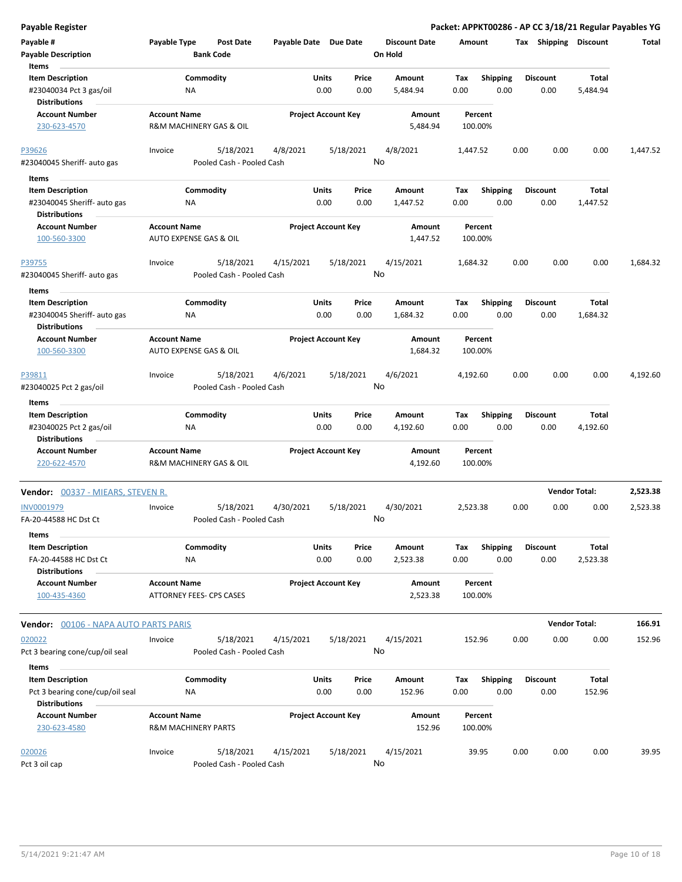**Payable Register** — **Packet: APPKT00286 - AP CC 3/18/21 Regular Payables YG**

| Payable # / Payable Description | Payable Type | Post Date / Bank Code | Payable Date | Due Date | Discount Date / On Hold | Amount | Tax | Shipping | Discount | Total |
|---|---|---|---|---|---|---|---|---|---|---|

**Items**

| Item Description | Commodity | Units | Price | Amount | Tax | Shipping | Discount | Total |
|---|---|---|---|---|---|---|---|---|
| #23040034 Pct 3 gas/oil | NA | 0.00 | 0.00 | 5,484.94 | 0.00 | 0.00 | 0.00 | 5,484.94 |

**Distributions**

| Account Number | Account Name | Project Account Key | Amount | Percent |
|---|---|---|---|---|
| 230-623-4570 | R&M MACHINERY GAS & OIL | | 5,484.94 | 100.00% |

| Payable # | Payable Type | Post Date | Payable Date | Due Date | Discount Date | Amount | Tax | Shipping | Discount | Total |
|---|---|---|---|---|---|---|---|---|---|---|
| P39626 | Invoice | 5/18/2021 | 4/8/2021 | 5/18/2021 | 4/8/2021 | 1,447.52 | 0.00 | 0.00 | 0.00 | 1,447.52 |

#23040045 Sheriff- auto gas — Pooled Cash - Pooled Cash — On Hold: No

**Items**

| Item Description | Commodity | Units | Price | Amount | Tax | Shipping | Discount | Total |
|---|---|---|---|---|---|---|---|---|
| #23040045 Sheriff- auto gas | NA | 0.00 | 0.00 | 1,447.52 | 0.00 | 0.00 | 0.00 | 1,447.52 |

**Distributions**

| Account Number | Account Name | Project Account Key | Amount | Percent |
|---|---|---|---|---|
| 100-560-3300 | AUTO EXPENSE GAS & OIL | | 1,447.52 | 100.00% |

| Payable # | Payable Type | Post Date | Payable Date | Due Date | Discount Date | Amount | Tax | Shipping | Discount | Total |
|---|---|---|---|---|---|---|---|---|---|---|
| P39755 | Invoice | 5/18/2021 | 4/15/2021 | 5/18/2021 | 4/15/2021 | 1,684.32 | 0.00 | 0.00 | 0.00 | 1,684.32 |

#23040045 Sheriff- auto gas — Pooled Cash - Pooled Cash — On Hold: No

**Items**

| Item Description | Commodity | Units | Price | Amount | Tax | Shipping | Discount | Total |
|---|---|---|---|---|---|---|---|---|
| #23040045 Sheriff- auto gas | NA | 0.00 | 0.00 | 1,684.32 | 0.00 | 0.00 | 0.00 | 1,684.32 |

**Distributions**

| Account Number | Account Name | Project Account Key | Amount | Percent |
|---|---|---|---|---|
| 100-560-3300 | AUTO EXPENSE GAS & OIL | | 1,684.32 | 100.00% |

| Payable # | Payable Type | Post Date | Payable Date | Due Date | Discount Date | Amount | Tax | Shipping | Discount | Total |
|---|---|---|---|---|---|---|---|---|---|---|
| P39811 | Invoice | 5/18/2021 | 4/6/2021 | 5/18/2021 | 4/6/2021 | 4,192.60 | 0.00 | 0.00 | 0.00 | 4,192.60 |

#23040025 Pct 2 gas/oil — Pooled Cash - Pooled Cash — On Hold: No

**Items**

| Item Description | Commodity | Units | Price | Amount | Tax | Shipping | Discount | Total |
|---|---|---|---|---|---|---|---|---|
| #23040025 Pct 2 gas/oil | NA | 0.00 | 0.00 | 4,192.60 | 0.00 | 0.00 | 0.00 | 4,192.60 |

**Distributions**

| Account Number | Account Name | Project Account Key | Amount | Percent |
|---|---|---|---|---|
| 220-622-4570 | R&M MACHINERY GAS & OIL | | 4,192.60 | 100.00% |

**Vendor: 00337 - MIEARS, STEVEN R.** — **Vendor Total: 2,523.38**

| Payable # | Payable Type | Post Date | Payable Date | Due Date | Discount Date | Amount | Tax | Shipping | Discount | Total |
|---|---|---|---|---|---|---|---|---|---|---|
| INV0001979 | Invoice | 5/18/2021 | 4/30/2021 | 5/18/2021 | 4/30/2021 | 2,523.38 | 0.00 | 0.00 | 0.00 | 2,523.38 |

FA-20-44588 HC Dst Ct — Pooled Cash - Pooled Cash — On Hold: No

**Items**

| Item Description | Commodity | Units | Price | Amount | Tax | Shipping | Discount | Total |
|---|---|---|---|---|---|---|---|---|
| FA-20-44588 HC Dst Ct | NA | 0.00 | 0.00 | 2,523.38 | 0.00 | 0.00 | 0.00 | 2,523.38 |

**Distributions**

| Account Number | Account Name | Project Account Key | Amount | Percent |
|---|---|---|---|---|
| 100-435-4360 | ATTORNEY FEES- CPS CASES | | 2,523.38 | 100.00% |

**Vendor: 00106 - NAPA AUTO PARTS PARIS** — **Vendor Total: 166.91**

| Payable # | Payable Type | Post Date | Payable Date | Due Date | Discount Date | Amount | Tax | Shipping | Discount | Total |
|---|---|---|---|---|---|---|---|---|---|---|
| 020022 | Invoice | 5/18/2021 | 4/15/2021 | 5/18/2021 | 4/15/2021 | 152.96 | 0.00 | 0.00 | 0.00 | 152.96 |

Pct 3 bearing cone/cup/oil seal — Pooled Cash - Pooled Cash — On Hold: No

**Items**

| Item Description | Commodity | Units | Price | Amount | Tax | Shipping | Discount | Total |
|---|---|---|---|---|---|---|---|---|
| Pct 3 bearing cone/cup/oil seal | NA | 0.00 | 0.00 | 152.96 | 0.00 | 0.00 | 0.00 | 152.96 |

**Distributions**

| Account Number | Account Name | Project Account Key | Amount | Percent |
|---|---|---|---|---|
| 230-623-4580 | R&M MACHINERY PARTS | | 152.96 | 100.00% |

| Payable # | Payable Type | Post Date | Payable Date | Due Date | Discount Date | Amount | Tax | Shipping | Discount | Total |
|---|---|---|---|---|---|---|---|---|---|---|
| 020026 | Invoice | 5/18/2021 | 4/15/2021 | 5/18/2021 | 4/15/2021 | 39.95 | 0.00 | 0.00 | 0.00 | 39.95 |

Pct 3 oil cap — Pooled Cash - Pooled Cash — On Hold: No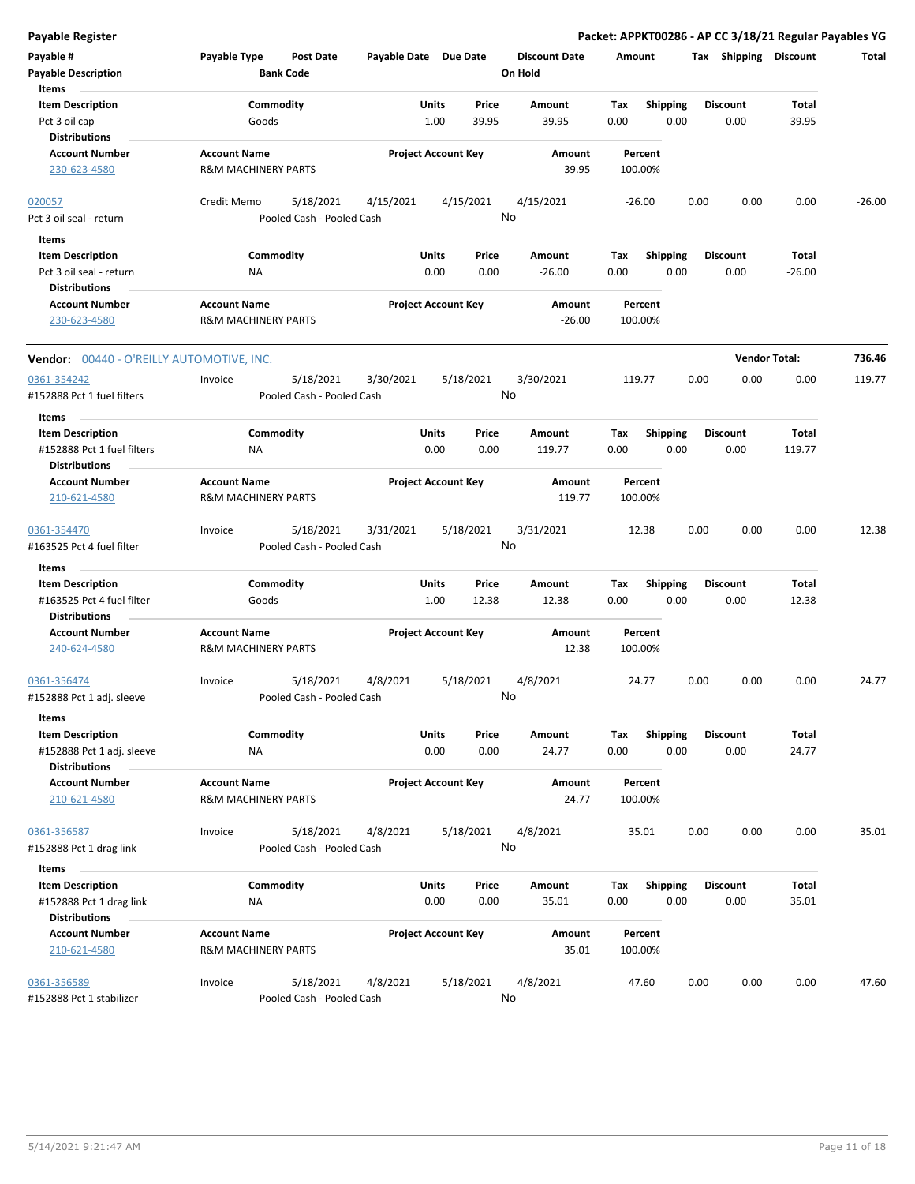**Payable Register** — **Packet: APPKT00286 - AP CC 3/18/21 Regular Payables YG**

| Payable # | Payable Type | Post Date | Payable Date | Due Date | Discount Date | Amount | Tax | Shipping | Discount | Total |
|---|---|---|---|---|---|---|---|---|---|---|
| **Payable Description** | | **Bank Code** | | | **On Hold** | | | | | |

**Items**

| Item Description | Commodity | Units | Price | Amount | Tax | Shipping | Discount | Total |
|---|---|---|---|---|---|---|---|---|
| Pct 3 oil cap | Goods | 1.00 | 39.95 | 39.95 | 0.00 | 0.00 | 0.00 | 39.95 |

**Distributions**

| Account Number | Account Name | Project Account Key | Amount | Percent |
|---|---|---|---|---|
| 230-623-4580 | R&M MACHINERY PARTS | | 39.95 | 100.00% |

| Payable # | Payable Type | Post Date | Payable Date | Due Date | Discount Date | Amount | Tax | Shipping | Discount | Total |
|---|---|---|---|---|---|---|---|---|---|---|
| 020057 | Credit Memo | 5/18/2021 | 4/15/2021 | 4/15/2021 | 4/15/2021 | -26.00 | 0.00 | 0.00 | 0.00 | -26.00 |
| Pct 3 oil seal - return | | Pooled Cash - Pooled Cash | | | No | | | | | |

**Items**

| Item Description | Commodity | Units | Price | Amount | Tax | Shipping | Discount | Total |
|---|---|---|---|---|---|---|---|---|
| Pct 3 oil seal - return | NA | 0.00 | 0.00 | -26.00 | 0.00 | 0.00 | 0.00 | -26.00 |

**Distributions**

| Account Number | Account Name | Project Account Key | Amount | Percent |
|---|---|---|---|---|
| 230-623-4580 | R&M MACHINERY PARTS | | -26.00 | 100.00% |

**Vendor:** 00440 - O'REILLY AUTOMOTIVE, INC. — **Vendor Total: 736.46**

| Payable # | Payable Type | Post Date | Payable Date | Due Date | Discount Date | Amount | Tax | Shipping | Discount | Total |
|---|---|---|---|---|---|---|---|---|---|---|
| 0361-354242 | Invoice | 5/18/2021 | 3/30/2021 | 5/18/2021 | 3/30/2021 | 119.77 | 0.00 | 0.00 | 0.00 | 119.77 |
| #152888 Pct 1 fuel filters | | Pooled Cash - Pooled Cash | | | No | | | | | |

**Items**

| Item Description | Commodity | Units | Price | Amount | Tax | Shipping | Discount | Total |
|---|---|---|---|---|---|---|---|---|
| #152888 Pct 1 fuel filters | NA | 0.00 | 0.00 | 119.77 | 0.00 | 0.00 | 0.00 | 119.77 |

**Distributions**

| Account Number | Account Name | Project Account Key | Amount | Percent |
|---|---|---|---|---|
| 210-621-4580 | R&M MACHINERY PARTS | | 119.77 | 100.00% |

| Payable # | Payable Type | Post Date | Payable Date | Due Date | Discount Date | Amount | Tax | Shipping | Discount | Total |
|---|---|---|---|---|---|---|---|---|---|---|
| 0361-354470 | Invoice | 5/18/2021 | 3/31/2021 | 5/18/2021 | 3/31/2021 | 12.38 | 0.00 | 0.00 | 0.00 | 12.38 |
| #163525 Pct 4 fuel filter | | Pooled Cash - Pooled Cash | | | No | | | | | |

**Items**

| Item Description | Commodity | Units | Price | Amount | Tax | Shipping | Discount | Total |
|---|---|---|---|---|---|---|---|---|
| #163525 Pct 4 fuel filter | Goods | 1.00 | 12.38 | 12.38 | 0.00 | 0.00 | 0.00 | 12.38 |

**Distributions**

| Account Number | Account Name | Project Account Key | Amount | Percent |
|---|---|---|---|---|
| 240-624-4580 | R&M MACHINERY PARTS | | 12.38 | 100.00% |

| Payable # | Payable Type | Post Date | Payable Date | Due Date | Discount Date | Amount | Tax | Shipping | Discount | Total |
|---|---|---|---|---|---|---|---|---|---|---|
| 0361-356474 | Invoice | 5/18/2021 | 4/8/2021 | 5/18/2021 | 4/8/2021 | 24.77 | 0.00 | 0.00 | 0.00 | 24.77 |
| #152888 Pct 1 adj. sleeve | | Pooled Cash - Pooled Cash | | | No | | | | | |

**Items**

| Item Description | Commodity | Units | Price | Amount | Tax | Shipping | Discount | Total |
|---|---|---|---|---|---|---|---|---|
| #152888 Pct 1 adj. sleeve | NA | 0.00 | 0.00 | 24.77 | 0.00 | 0.00 | 0.00 | 24.77 |

**Distributions**

| Account Number | Account Name | Project Account Key | Amount | Percent |
|---|---|---|---|---|
| 210-621-4580 | R&M MACHINERY PARTS | | 24.77 | 100.00% |

| Payable # | Payable Type | Post Date | Payable Date | Due Date | Discount Date | Amount | Tax | Shipping | Discount | Total |
|---|---|---|---|---|---|---|---|---|---|---|
| 0361-356587 | Invoice | 5/18/2021 | 4/8/2021 | 5/18/2021 | 4/8/2021 | 35.01 | 0.00 | 0.00 | 0.00 | 35.01 |
| #152888 Pct 1 drag link | | Pooled Cash - Pooled Cash | | | No | | | | | |

**Items**

| Item Description | Commodity | Units | Price | Amount | Tax | Shipping | Discount | Total |
|---|---|---|---|---|---|---|---|---|
| #152888 Pct 1 drag link | NA | 0.00 | 0.00 | 35.01 | 0.00 | 0.00 | 0.00 | 35.01 |

**Distributions**

| Account Number | Account Name | Project Account Key | Amount | Percent |
|---|---|---|---|---|
| 210-621-4580 | R&M MACHINERY PARTS | | 35.01 | 100.00% |

| Payable # | Payable Type | Post Date | Payable Date | Due Date | Discount Date | Amount | Tax | Shipping | Discount | Total |
|---|---|---|---|---|---|---|---|---|---|---|
| 0361-356589 | Invoice | 5/18/2021 | 4/8/2021 | 5/18/2021 | 4/8/2021 | 47.60 | 0.00 | 0.00 | 0.00 | 47.60 |
| #152888 Pct 1 stabilizer | | Pooled Cash - Pooled Cash | | | No | | | | | |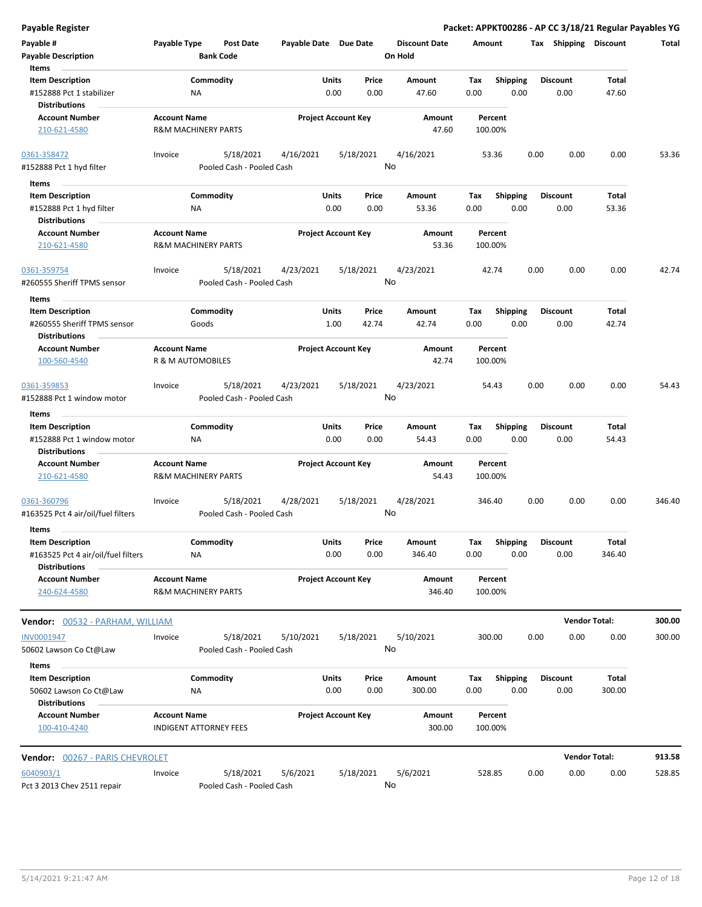**Payable Register** — **Packet: APPKT00286 - AP CC 3/18/21 Regular Payables YG**

| Payable # / Payable Description | Payable Type | Post Date / Bank Code | Payable Date | Due Date | Discount Date / On Hold | Amount | Tax | Shipping | Discount | Total |
|---|---|---|---|---|---|---|---|---|---|---|

**Items**

| Item Description | Commodity | Units | Price | Amount | Tax | Shipping | Discount | Total |
|---|---|---|---|---|---|---|---|---|
| #152888 Pct 1 stabilizer | NA | 0.00 | 0.00 | 47.60 | 0.00 | 0.00 | 0.00 | 47.60 |

**Distributions**

| Account Number | Account Name | Project Account Key | Amount | Percent |
|---|---|---|---|---|
| 210-621-4580 | R&M MACHINERY PARTS | | 47.60 | 100.00% |

| Payable # | Payable Type | Post Date | Payable Date | Due Date | Discount Date | Amount | Tax | Shipping | Discount | Total |
|---|---|---|---|---|---|---|---|---|---|---|
| 0361-358472 | Invoice | 5/18/2021 | 4/16/2021 | 5/18/2021 | 4/16/2021 | 53.36 | 0.00 | 0.00 | 0.00 | 53.36 |

#152888 Pct 1 hyd filter — Pooled Cash - Pooled Cash — On Hold: No

**Items**

| Item Description | Commodity | Units | Price | Amount | Tax | Shipping | Discount | Total |
|---|---|---|---|---|---|---|---|---|
| #152888 Pct 1 hyd filter | NA | 0.00 | 0.00 | 53.36 | 0.00 | 0.00 | 0.00 | 53.36 |

**Distributions**

| Account Number | Account Name | Project Account Key | Amount | Percent |
|---|---|---|---|---|
| 210-621-4580 | R&M MACHINERY PARTS | | 53.36 | 100.00% |

| Payable # | Payable Type | Post Date | Payable Date | Due Date | Discount Date | Amount | Tax | Shipping | Discount | Total |
|---|---|---|---|---|---|---|---|---|---|---|
| 0361-359754 | Invoice | 5/18/2021 | 4/23/2021 | 5/18/2021 | 4/23/2021 | 42.74 | 0.00 | 0.00 | 0.00 | 42.74 |

#260555 Sheriff TPMS sensor — Pooled Cash - Pooled Cash — On Hold: No

**Items**

| Item Description | Commodity | Units | Price | Amount | Tax | Shipping | Discount | Total |
|---|---|---|---|---|---|---|---|---|
| #260555 Sheriff TPMS sensor | Goods | 1.00 | 42.74 | 42.74 | 0.00 | 0.00 | 0.00 | 42.74 |

**Distributions**

| Account Number | Account Name | Project Account Key | Amount | Percent |
|---|---|---|---|---|
| 100-560-4540 | R & M AUTOMOBILES | | 42.74 | 100.00% |

| Payable # | Payable Type | Post Date | Payable Date | Due Date | Discount Date | Amount | Tax | Shipping | Discount | Total |
|---|---|---|---|---|---|---|---|---|---|---|
| 0361-359853 | Invoice | 5/18/2021 | 4/23/2021 | 5/18/2021 | 4/23/2021 | 54.43 | 0.00 | 0.00 | 0.00 | 54.43 |

#152888 Pct 1 window motor — Pooled Cash - Pooled Cash — On Hold: No

**Items**

| Item Description | Commodity | Units | Price | Amount | Tax | Shipping | Discount | Total |
|---|---|---|---|---|---|---|---|---|
| #152888 Pct 1 window motor | NA | 0.00 | 0.00 | 54.43 | 0.00 | 0.00 | 0.00 | 54.43 |

**Distributions**

| Account Number | Account Name | Project Account Key | Amount | Percent |
|---|---|---|---|---|
| 210-621-4580 | R&M MACHINERY PARTS | | 54.43 | 100.00% |

| Payable # | Payable Type | Post Date | Payable Date | Due Date | Discount Date | Amount | Tax | Shipping | Discount | Total |
|---|---|---|---|---|---|---|---|---|---|---|
| 0361-360796 | Invoice | 5/18/2021 | 4/28/2021 | 5/18/2021 | 4/28/2021 | 346.40 | 0.00 | 0.00 | 0.00 | 346.40 |

#163525 Pct 4 air/oil/fuel filters — Pooled Cash - Pooled Cash — On Hold: No

**Items**

| Item Description | Commodity | Units | Price | Amount | Tax | Shipping | Discount | Total |
|---|---|---|---|---|---|---|---|---|
| #163525 Pct 4 air/oil/fuel filters | NA | 0.00 | 0.00 | 346.40 | 0.00 | 0.00 | 0.00 | 346.40 |

**Distributions**

| Account Number | Account Name | Project Account Key | Amount | Percent |
|---|---|---|---|---|
| 240-624-4580 | R&M MACHINERY PARTS | | 346.40 | 100.00% |

## Vendor: 00532 - PARHAM, WILLIAM — Vendor Total: 300.00

| Payable # | Payable Type | Post Date | Payable Date | Due Date | Discount Date | Amount | Tax | Shipping | Discount | Total |
|---|---|---|---|---|---|---|---|---|---|---|
| INV0001947 | Invoice | 5/18/2021 | 5/10/2021 | 5/18/2021 | 5/10/2021 | 300.00 | 0.00 | 0.00 | 0.00 | 300.00 |

50602 Lawson Co Ct@Law — Pooled Cash - Pooled Cash — On Hold: No

**Items**

| Item Description | Commodity | Units | Price | Amount | Tax | Shipping | Discount | Total |
|---|---|---|---|---|---|---|---|---|
| 50602 Lawson Co Ct@Law | NA | 0.00 | 0.00 | 300.00 | 0.00 | 0.00 | 0.00 | 300.00 |

**Distributions**

| Account Number | Account Name | Project Account Key | Amount | Percent |
|---|---|---|---|---|
| 100-410-4240 | INDIGENT ATTORNEY FEES | | 300.00 | 100.00% |

## Vendor: 00267 - PARIS CHEVROLET — Vendor Total: 913.58

| Payable # | Payable Type | Post Date | Payable Date | Due Date | Discount Date | Amount | Tax | Shipping | Discount | Total |
|---|---|---|---|---|---|---|---|---|---|---|
| 6040903/1 | Invoice | 5/18/2021 | 5/6/2021 | 5/18/2021 | 5/6/2021 | 528.85 | 0.00 | 0.00 | 0.00 | 528.85 |

Pct 3 2013 Chev 2511 repair — Pooled Cash - Pooled Cash — On Hold: No

5/14/2021 9:21:47 AM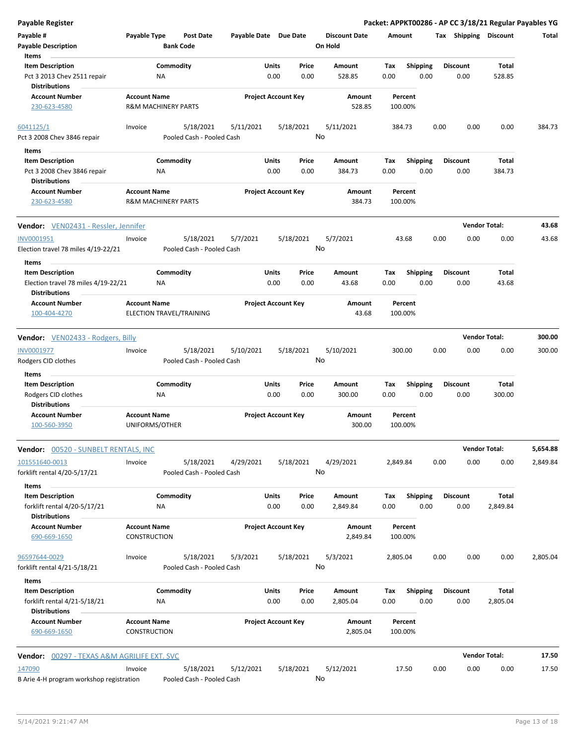**Payable Register** — **Packet: APPKT00286 - AP CC 3/18/21 Regular Payables YG**

| Payable # / Payable Description | Payable Type | Post Date / Bank Code | Payable Date | Due Date | Discount Date / On Hold | Amount | Tax | Shipping | Discount | Total |
|---|---|---|---|---|---|---|---|---|---|---|

**Items**

| Item Description | Commodity | Units | Price | Amount | Tax | Shipping | Discount | Total |
|---|---|---|---|---|---|---|---|---|
| Pct 3 2013 Chev 2511 repair | NA | 0.00 | 0.00 | 528.85 | 0.00 | 0.00 | 0.00 | 528.85 |

**Distributions**

| Account Number | Account Name | Project Account Key | Amount | Percent |
|---|---|---|---|---|
| 230-623-4580 | R&M MACHINERY PARTS | | 528.85 | 100.00% |

| Payable # | Payable Type | Post Date | Payable Date | Due Date | Discount Date | Amount | Tax | Shipping | Discount | Total |
|---|---|---|---|---|---|---|---|---|---|---|
| 6041125/1 | Invoice | 5/18/2021 | 5/11/2021 | 5/18/2021 | 5/11/2021 | 384.73 | 0.00 | 0.00 | 0.00 | 384.73 |
| Pct 3 2008 Chev 3846 repair | | Pooled Cash - Pooled Cash | | | No | | | | | |

**Items**

| Item Description | Commodity | Units | Price | Amount | Tax | Shipping | Discount | Total |
|---|---|---|---|---|---|---|---|---|
| Pct 3 2008 Chev 3846 repair | NA | 0.00 | 0.00 | 384.73 | 0.00 | 0.00 | 0.00 | 384.73 |

**Distributions**

| Account Number | Account Name | Project Account Key | Amount | Percent |
|---|---|---|---|---|
| 230-623-4580 | R&M MACHINERY PARTS | | 384.73 | 100.00% |

**Vendor:** VEN02431 - Ressler, Jennifer — **Vendor Total: 43.68**

| Payable # | Payable Type | Post Date | Payable Date | Due Date | Discount Date | Amount | Tax | Shipping | Discount | Total |
|---|---|---|---|---|---|---|---|---|---|---|
| INV0001951 | Invoice | 5/18/2021 | 5/7/2021 | 5/18/2021 | 5/7/2021 | 43.68 | 0.00 | 0.00 | 0.00 | 43.68 |
| Election travel 78 miles 4/19-22/21 | | Pooled Cash - Pooled Cash | | | No | | | | | |

**Items**

| Item Description | Commodity | Units | Price | Amount | Tax | Shipping | Discount | Total |
|---|---|---|---|---|---|---|---|---|
| Election travel 78 miles 4/19-22/21 | NA | 0.00 | 0.00 | 43.68 | 0.00 | 0.00 | 0.00 | 43.68 |

**Distributions**

| Account Number | Account Name | Project Account Key | Amount | Percent |
|---|---|---|---|---|
| 100-404-4270 | ELECTION TRAVEL/TRAINING | | 43.68 | 100.00% |

**Vendor:** VEN02433 - Rodgers, Billy — **Vendor Total: 300.00**

| Payable # | Payable Type | Post Date | Payable Date | Due Date | Discount Date | Amount | Tax | Shipping | Discount | Total |
|---|---|---|---|---|---|---|---|---|---|---|
| INV0001977 | Invoice | 5/18/2021 | 5/10/2021 | 5/18/2021 | 5/10/2021 | 300.00 | 0.00 | 0.00 | 0.00 | 300.00 |
| Rodgers CID clothes | | Pooled Cash - Pooled Cash | | | No | | | | | |

**Items**

| Item Description | Commodity | Units | Price | Amount | Tax | Shipping | Discount | Total |
|---|---|---|---|---|---|---|---|---|
| Rodgers CID clothes | NA | 0.00 | 0.00 | 300.00 | 0.00 | 0.00 | 0.00 | 300.00 |

**Distributions**

| Account Number | Account Name | Project Account Key | Amount | Percent |
|---|---|---|---|---|
| 100-560-3950 | UNIFORMS/OTHER | | 300.00 | 100.00% |

**Vendor:** 00520 - SUNBELT RENTALS, INC — **Vendor Total: 5,654.88**

| Payable # | Payable Type | Post Date | Payable Date | Due Date | Discount Date | Amount | Tax | Shipping | Discount | Total |
|---|---|---|---|---|---|---|---|---|---|---|
| 101551640-0013 | Invoice | 5/18/2021 | 4/29/2021 | 5/18/2021 | 4/29/2021 | 2,849.84 | 0.00 | 0.00 | 0.00 | 2,849.84 |
| forklift rental 4/20-5/17/21 | | Pooled Cash - Pooled Cash | | | No | | | | | |

**Items**

| Item Description | Commodity | Units | Price | Amount | Tax | Shipping | Discount | Total |
|---|---|---|---|---|---|---|---|---|
| forklift rental 4/20-5/17/21 | NA | 0.00 | 0.00 | 2,849.84 | 0.00 | 0.00 | 0.00 | 2,849.84 |

**Distributions**

| Account Number | Account Name | Project Account Key | Amount | Percent |
|---|---|---|---|---|
| 690-669-1650 | CONSTRUCTION | | 2,849.84 | 100.00% |

| Payable # | Payable Type | Post Date | Payable Date | Due Date | Discount Date | Amount | Tax | Shipping | Discount | Total |
|---|---|---|---|---|---|---|---|---|---|---|
| 96597644-0029 | Invoice | 5/18/2021 | 5/3/2021 | 5/18/2021 | 5/3/2021 | 2,805.04 | 0.00 | 0.00 | 0.00 | 2,805.04 |
| forklift rental 4/21-5/18/21 | | Pooled Cash - Pooled Cash | | | No | | | | | |

**Items**

| Item Description | Commodity | Units | Price | Amount | Tax | Shipping | Discount | Total |
|---|---|---|---|---|---|---|---|---|
| forklift rental 4/21-5/18/21 | NA | 0.00 | 0.00 | 2,805.04 | 0.00 | 0.00 | 0.00 | 2,805.04 |

**Distributions**

| Account Number | Account Name | Project Account Key | Amount | Percent |
|---|---|---|---|---|
| 690-669-1650 | CONSTRUCTION | | 2,805.04 | 100.00% |

**Vendor:** 00297 - TEXAS A&M AGRILIFE EXT. SVC — **Vendor Total: 17.50**

| Payable # | Payable Type | Post Date | Payable Date | Due Date | Discount Date | Amount | Tax | Shipping | Discount | Total |
|---|---|---|---|---|---|---|---|---|---|---|
| 147090 | Invoice | 5/18/2021 | 5/12/2021 | 5/18/2021 | 5/12/2021 | 17.50 | 0.00 | 0.00 | 0.00 | 17.50 |
| B Arie 4-H program workshop registration | | Pooled Cash - Pooled Cash | | | No | | | | | |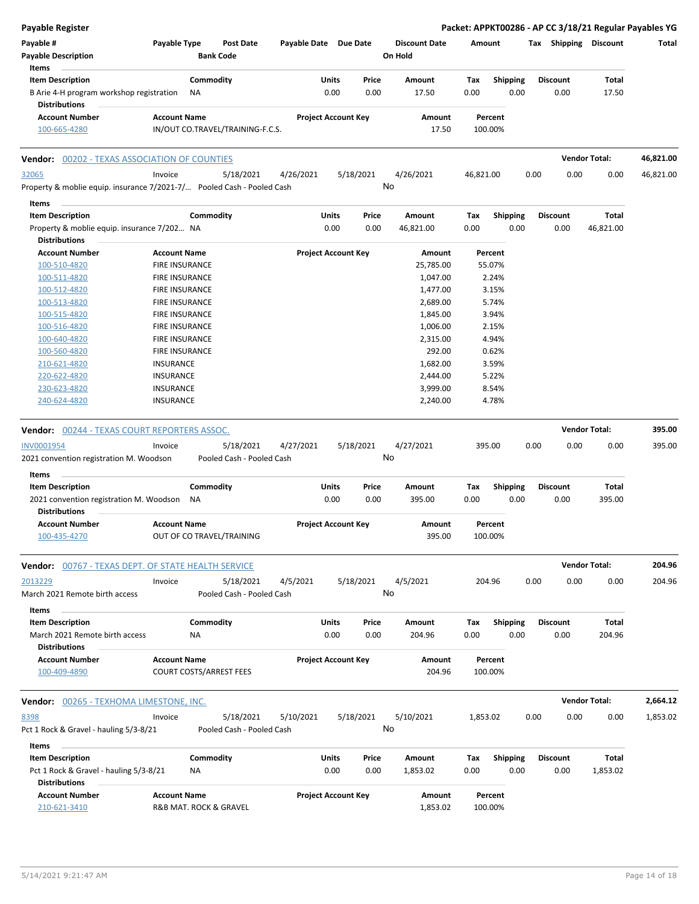**Payable Register** — Packet: APPKT00286 - AP CC 3/18/21 Regular Payables YG

| Payable # | Payable Type | Post Date | Payable Date | Due Date | Discount Date | Amount | Tax | Shipping | Discount | Total |
|---|---|---|---|---|---|---|---|---|---|---|
| Payable Description | | Bank Code | | | On Hold | | | | | |

**Items**

| Item Description | Commodity | Units | Price | Amount | Tax | Shipping | Discount | Total |
|---|---|---|---|---|---|---|---|---|
| B Arie 4-H program workshop registration | NA | 0.00 | 0.00 | 17.50 | 0.00 | 0.00 | 0.00 | 17.50 |

**Distributions**

| Account Number | Account Name | Project Account Key | Amount | Percent |
|---|---|---|---|---|
| 100-665-4280 | IN/OUT CO.TRAVEL/TRAINING-F.C.S. | | 17.50 | 100.00% |

---

**Vendor: 00202 - TEXAS ASSOCIATION OF COUNTIES** — Vendor Total: 46,821.00

| Payable # | Payable Type | Post Date | Payable Date | Due Date | Discount Date | Amount | Tax | Shipping | Discount | Total |
|---|---|---|---|---|---|---|---|---|---|---|
| 32065 | Invoice | 5/18/2021 | 4/26/2021 | 5/18/2021 | 4/26/2021 | 46,821.00 | 0.00 | 0.00 | 0.00 | 46,821.00 |
| Property & moblie equip. insurance 7/2021-7/... | | Pooled Cash - Pooled Cash | | | No | | | | | |

**Items**

| Item Description | Commodity | Units | Price | Amount | Tax | Shipping | Discount | Total |
|---|---|---|---|---|---|---|---|---|
| Property & moblie equip. insurance 7/202... | NA | 0.00 | 0.00 | 46,821.00 | 0.00 | 0.00 | 0.00 | 46,821.00 |

**Distributions**

| Account Number | Account Name | Project Account Key | Amount | Percent |
|---|---|---|---|---|
| 100-510-4820 | FIRE INSURANCE | | 25,785.00 | 55.07% |
| 100-511-4820 | FIRE INSURANCE | | 1,047.00 | 2.24% |
| 100-512-4820 | FIRE INSURANCE | | 1,477.00 | 3.15% |
| 100-513-4820 | FIRE INSURANCE | | 2,689.00 | 5.74% |
| 100-515-4820 | FIRE INSURANCE | | 1,845.00 | 3.94% |
| 100-516-4820 | FIRE INSURANCE | | 1,006.00 | 2.15% |
| 100-640-4820 | FIRE INSURANCE | | 2,315.00 | 4.94% |
| 100-560-4820 | FIRE INSURANCE | | 292.00 | 0.62% |
| 210-621-4820 | INSURANCE | | 1,682.00 | 3.59% |
| 220-622-4820 | INSURANCE | | 2,444.00 | 5.22% |
| 230-623-4820 | INSURANCE | | 3,999.00 | 8.54% |
| 240-624-4820 | INSURANCE | | 2,240.00 | 4.78% |

---

**Vendor: 00244 - TEXAS COURT REPORTERS ASSOC.** — Vendor Total: 395.00

| Payable # | Payable Type | Post Date | Payable Date | Due Date | Discount Date | Amount | Tax | Shipping | Discount | Total |
|---|---|---|---|---|---|---|---|---|---|---|
| INV0001954 | Invoice | 5/18/2021 | 4/27/2021 | 5/18/2021 | 4/27/2021 | 395.00 | 0.00 | 0.00 | 0.00 | 395.00 |
| 2021 convention registration M. Woodson | | Pooled Cash - Pooled Cash | | | No | | | | | |

**Items**

| Item Description | Commodity | Units | Price | Amount | Tax | Shipping | Discount | Total |
|---|---|---|---|---|---|---|---|---|
| 2021 convention registration M. Woodson | NA | 0.00 | 0.00 | 395.00 | 0.00 | 0.00 | 0.00 | 395.00 |

**Distributions**

| Account Number | Account Name | Project Account Key | Amount | Percent |
|---|---|---|---|---|
| 100-435-4270 | OUT OF CO TRAVEL/TRAINING | | 395.00 | 100.00% |

---

**Vendor: 00767 - TEXAS DEPT. OF STATE HEALTH SERVICE** — Vendor Total: 204.96

| Payable # | Payable Type | Post Date | Payable Date | Due Date | Discount Date | Amount | Tax | Shipping | Discount | Total |
|---|---|---|---|---|---|---|---|---|---|---|
| 2013229 | Invoice | 5/18/2021 | 4/5/2021 | 5/18/2021 | 4/5/2021 | 204.96 | 0.00 | 0.00 | 0.00 | 204.96 |
| March 2021 Remote birth access | | Pooled Cash - Pooled Cash | | | No | | | | | |

**Items**

| Item Description | Commodity | Units | Price | Amount | Tax | Shipping | Discount | Total |
|---|---|---|---|---|---|---|---|---|
| March 2021 Remote birth access | NA | 0.00 | 0.00 | 204.96 | 0.00 | 0.00 | 0.00 | 204.96 |

**Distributions**

| Account Number | Account Name | Project Account Key | Amount | Percent |
|---|---|---|---|---|
| 100-409-4890 | COURT COSTS/ARREST FEES | | 204.96 | 100.00% |

---

**Vendor: 00265 - TEXHOMA LIMESTONE, INC.** — Vendor Total: 2,664.12

| Payable # | Payable Type | Post Date | Payable Date | Due Date | Discount Date | Amount | Tax | Shipping | Discount | Total |
|---|---|---|---|---|---|---|---|---|---|---|
| 8398 | Invoice | 5/18/2021 | 5/10/2021 | 5/18/2021 | 5/10/2021 | 1,853.02 | 0.00 | 0.00 | 0.00 | 1,853.02 |
| Pct 1 Rock & Gravel - hauling 5/3-8/21 | | Pooled Cash - Pooled Cash | | | No | | | | | |

**Items**

| Item Description | Commodity | Units | Price | Amount | Tax | Shipping | Discount | Total |
|---|---|---|---|---|---|---|---|---|
| Pct 1 Rock & Gravel - hauling 5/3-8/21 | NA | 0.00 | 0.00 | 1,853.02 | 0.00 | 0.00 | 0.00 | 1,853.02 |

**Distributions**

| Account Number | Account Name | Project Account Key | Amount | Percent |
|---|---|---|---|---|
| 210-621-3410 | R&B MAT. ROCK & GRAVEL | | 1,853.02 | 100.00% |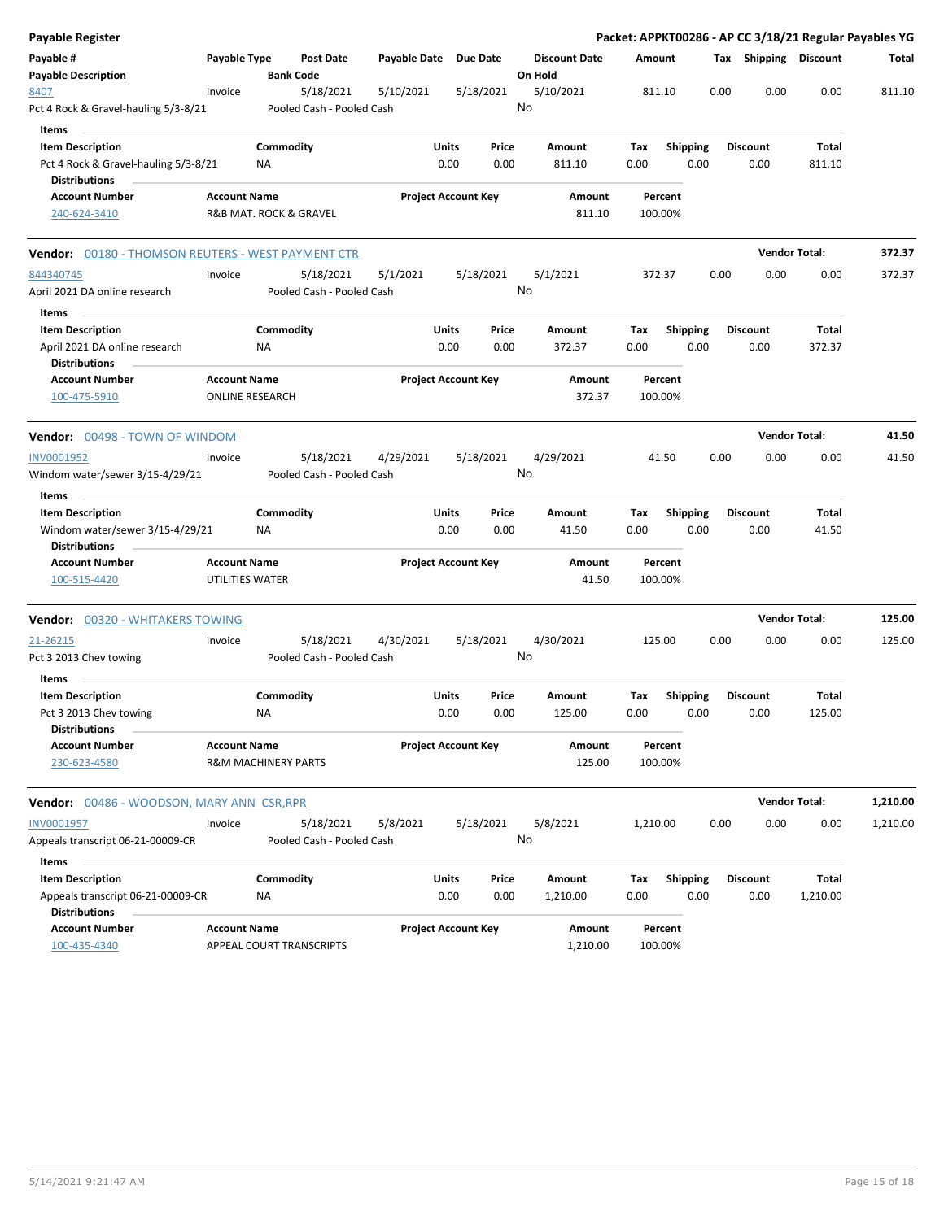**Payable Register** — **Packet: APPKT00286 - AP CC 3/18/21 Regular Payables YG**

| Payable # / Payable Description | Payable Type | Post Date / Bank Code | Payable Date | Due Date | Discount Date / On Hold | Amount | Tax | Shipping | Discount | Total |
|---|---|---|---|---|---|---|---|---|---|---|
| 8407 | Invoice | 5/18/2021 | 5/10/2021 | 5/18/2021 | 5/10/2021 | 811.10 | 0.00 | 0.00 | 0.00 | 811.10 |
| Pct 4 Rock & Gravel-hauling 5/3-8/21 | | Pooled Cash - Pooled Cash | | | No | | | | | |

**Items**

| Item Description | Commodity | Units | Price | Amount | Tax | Shipping | Discount | Total |
|---|---|---|---|---|---|---|---|---|
| Pct 4 Rock & Gravel-hauling 5/3-8/21 | NA | 0.00 | 0.00 | 811.10 | 0.00 | 0.00 | 0.00 | 811.10 |

**Distributions**

| Account Number | Account Name | Project Account Key | Amount | Percent |
|---|---|---|---|---|
| 240-624-3410 | R&B MAT. ROCK & GRAVEL | | 811.10 | 100.00% |

**Vendor: 00180 - THOMSON REUTERS - WEST PAYMENT CTR** — **Vendor Total: 372.37**

| Payable # / Payable Description | Payable Type | Post Date / Bank Code | Payable Date | Due Date | Discount Date / On Hold | Amount | Tax | Shipping | Discount | Total |
|---|---|---|---|---|---|---|---|---|---|---|
| 844340745 | Invoice | 5/18/2021 | 5/1/2021 | 5/18/2021 | 5/1/2021 | 372.37 | 0.00 | 0.00 | 0.00 | 372.37 |
| April 2021 DA online research | | Pooled Cash - Pooled Cash | | | No | | | | | |

**Items**

| Item Description | Commodity | Units | Price | Amount | Tax | Shipping | Discount | Total |
|---|---|---|---|---|---|---|---|---|
| April 2021 DA online research | NA | 0.00 | 0.00 | 372.37 | 0.00 | 0.00 | 0.00 | 372.37 |

**Distributions**

| Account Number | Account Name | Project Account Key | Amount | Percent |
|---|---|---|---|---|
| 100-475-5910 | ONLINE RESEARCH | | 372.37 | 100.00% |

**Vendor: 00498 - TOWN OF WINDOM** — **Vendor Total: 41.50**

| Payable # / Payable Description | Payable Type | Post Date / Bank Code | Payable Date | Due Date | Discount Date / On Hold | Amount | Tax | Shipping | Discount | Total |
|---|---|---|---|---|---|---|---|---|---|---|
| INV0001952 | Invoice | 5/18/2021 | 4/29/2021 | 5/18/2021 | 4/29/2021 | 41.50 | 0.00 | 0.00 | 0.00 | 41.50 |
| Windom water/sewer 3/15-4/29/21 | | Pooled Cash - Pooled Cash | | | No | | | | | |

**Items**

| Item Description | Commodity | Units | Price | Amount | Tax | Shipping | Discount | Total |
|---|---|---|---|---|---|---|---|---|
| Windom water/sewer 3/15-4/29/21 | NA | 0.00 | 0.00 | 41.50 | 0.00 | 0.00 | 0.00 | 41.50 |

**Distributions**

| Account Number | Account Name | Project Account Key | Amount | Percent |
|---|---|---|---|---|
| 100-515-4420 | UTILITIES WATER | | 41.50 | 100.00% |

**Vendor: 00320 - WHITAKERS TOWING** — **Vendor Total: 125.00**

| Payable # / Payable Description | Payable Type | Post Date / Bank Code | Payable Date | Due Date | Discount Date / On Hold | Amount | Tax | Shipping | Discount | Total |
|---|---|---|---|---|---|---|---|---|---|---|
| 21-26215 | Invoice | 5/18/2021 | 4/30/2021 | 5/18/2021 | 4/30/2021 | 125.00 | 0.00 | 0.00 | 0.00 | 125.00 |
| Pct 3 2013 Chev towing | | Pooled Cash - Pooled Cash | | | No | | | | | |

**Items**

| Item Description | Commodity | Units | Price | Amount | Tax | Shipping | Discount | Total |
|---|---|---|---|---|---|---|---|---|
| Pct 3 2013 Chev towing | NA | 0.00 | 0.00 | 125.00 | 0.00 | 0.00 | 0.00 | 125.00 |

**Distributions**

| Account Number | Account Name | Project Account Key | Amount | Percent |
|---|---|---|---|---|
| 230-623-4580 | R&M MACHINERY PARTS | | 125.00 | 100.00% |

**Vendor: 00486 - WOODSON, MARY ANN CSR,RPR** — **Vendor Total: 1,210.00**

| Payable # / Payable Description | Payable Type | Post Date / Bank Code | Payable Date | Due Date | Discount Date / On Hold | Amount | Tax | Shipping | Discount | Total |
|---|---|---|---|---|---|---|---|---|---|---|
| INV0001957 | Invoice | 5/18/2021 | 5/8/2021 | 5/18/2021 | 5/8/2021 | 1,210.00 | 0.00 | 0.00 | 0.00 | 1,210.00 |
| Appeals transcript 06-21-00009-CR | | Pooled Cash - Pooled Cash | | | No | | | | | |

**Items**

| Item Description | Commodity | Units | Price | Amount | Tax | Shipping | Discount | Total |
|---|---|---|---|---|---|---|---|---|
| Appeals transcript 06-21-00009-CR | NA | 0.00 | 0.00 | 1,210.00 | 0.00 | 0.00 | 0.00 | 1,210.00 |

**Distributions**

| Account Number | Account Name | Project Account Key | Amount | Percent |
|---|---|---|---|---|
| 100-435-4340 | APPEAL COURT TRANSCRIPTS | | 1,210.00 | 100.00% |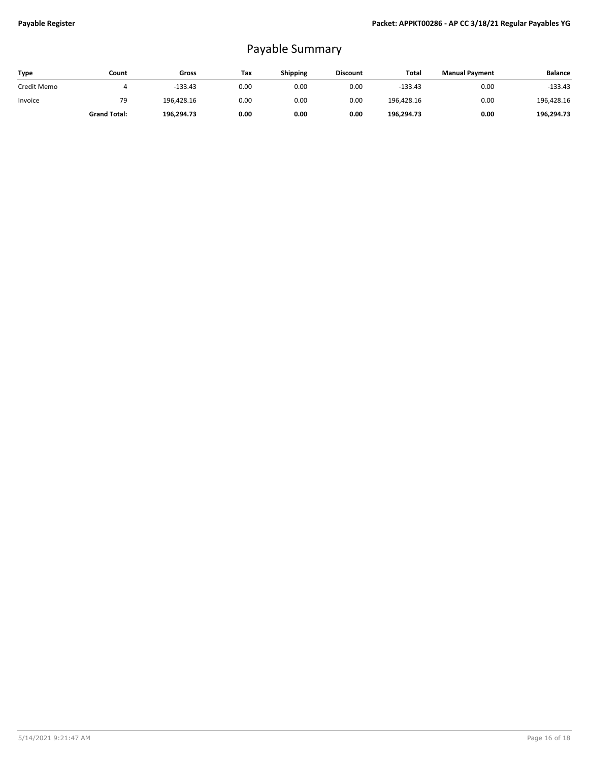# Payable Summary

| Type | Count | Gross | Tax | Shipping | Discount | Total | Manual Payment | Balance |
|---|---|---|---|---|---|---|---|---|
| Credit Memo | 4 | -133.43 | 0.00 | 0.00 | 0.00 | -133.43 | 0.00 | -133.43 |
| Invoice | 79 | 196,428.16 | 0.00 | 0.00 | 0.00 | 196,428.16 | 0.00 | 196,428.16 |
| | **Grand Total:** | **196,294.73** | **0.00** | **0.00** | **0.00** | **196,294.73** | **0.00** | **196,294.73** |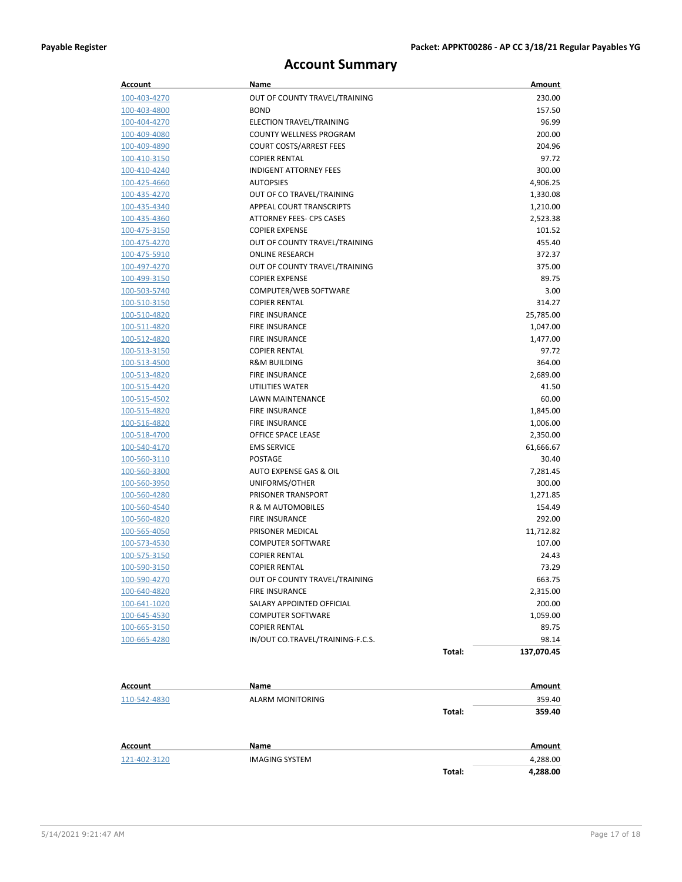# Account Summary

| Account | Name | | Amount |
|---|---|---|---|
| 100-403-4270 | OUT OF COUNTY TRAVEL/TRAINING | | 230.00 |
| 100-403-4800 | BOND | | 157.50 |
| 100-404-4270 | ELECTION TRAVEL/TRAINING | | 96.99 |
| 100-409-4080 | COUNTY WELLNESS PROGRAM | | 200.00 |
| 100-409-4890 | COURT COSTS/ARREST FEES | | 204.96 |
| 100-410-3150 | COPIER RENTAL | | 97.72 |
| 100-410-4240 | INDIGENT ATTORNEY FEES | | 300.00 |
| 100-425-4660 | AUTOPSIES | | 4,906.25 |
| 100-435-4270 | OUT OF CO TRAVEL/TRAINING | | 1,330.08 |
| 100-435-4340 | APPEAL COURT TRANSCRIPTS | | 1,210.00 |
| 100-435-4360 | ATTORNEY FEES- CPS CASES | | 2,523.38 |
| 100-475-3150 | COPIER EXPENSE | | 101.52 |
| 100-475-4270 | OUT OF COUNTY TRAVEL/TRAINING | | 455.40 |
| 100-475-5910 | ONLINE RESEARCH | | 372.37 |
| 100-497-4270 | OUT OF COUNTY TRAVEL/TRAINING | | 375.00 |
| 100-499-3150 | COPIER EXPENSE | | 89.75 |
| 100-503-5740 | COMPUTER/WEB SOFTWARE | | 3.00 |
| 100-510-3150 | COPIER RENTAL | | 314.27 |
| 100-510-4820 | FIRE INSURANCE | | 25,785.00 |
| 100-511-4820 | FIRE INSURANCE | | 1,047.00 |
| 100-512-4820 | FIRE INSURANCE | | 1,477.00 |
| 100-513-3150 | COPIER RENTAL | | 97.72 |
| 100-513-4500 | R&M BUILDING | | 364.00 |
| 100-513-4820 | FIRE INSURANCE | | 2,689.00 |
| 100-515-4420 | UTILITIES WATER | | 41.50 |
| 100-515-4502 | LAWN MAINTENANCE | | 60.00 |
| 100-515-4820 | FIRE INSURANCE | | 1,845.00 |
| 100-516-4820 | FIRE INSURANCE | | 1,006.00 |
| 100-518-4700 | OFFICE SPACE LEASE | | 2,350.00 |
| 100-540-4170 | EMS SERVICE | | 61,666.67 |
| 100-560-3110 | POSTAGE | | 30.40 |
| 100-560-3300 | AUTO EXPENSE GAS & OIL | | 7,281.45 |
| 100-560-3950 | UNIFORMS/OTHER | | 300.00 |
| 100-560-4280 | PRISONER TRANSPORT | | 1,271.85 |
| 100-560-4540 | R & M AUTOMOBILES | | 154.49 |
| 100-560-4820 | FIRE INSURANCE | | 292.00 |
| 100-565-4050 | PRISONER MEDICAL | | 11,712.82 |
| 100-573-4530 | COMPUTER SOFTWARE | | 107.00 |
| 100-575-3150 | COPIER RENTAL | | 24.43 |
| 100-590-3150 | COPIER RENTAL | | 73.29 |
| 100-590-4270 | OUT OF COUNTY TRAVEL/TRAINING | | 663.75 |
| 100-640-4820 | FIRE INSURANCE | | 2,315.00 |
| 100-641-1020 | SALARY APPOINTED OFFICIAL | | 200.00 |
| 100-645-4530 | COMPUTER SOFTWARE | | 1,059.00 |
| 100-665-3150 | COPIER RENTAL | | 89.75 |
| 100-665-4280 | IN/OUT CO.TRAVEL/TRAINING-F.C.S. | | 98.14 |
| | | **Total:** | **137,070.45** |

| Account | Name | | Amount |
|---|---|---|---|
| 110-542-4830 | ALARM MONITORING | | 359.40 |
| | | **Total:** | **359.40** |

| Account | Name | | Amount |
|---|---|---|---|
| 121-402-3120 | IMAGING SYSTEM | | 4,288.00 |
| | | **Total:** | **4,288.00** |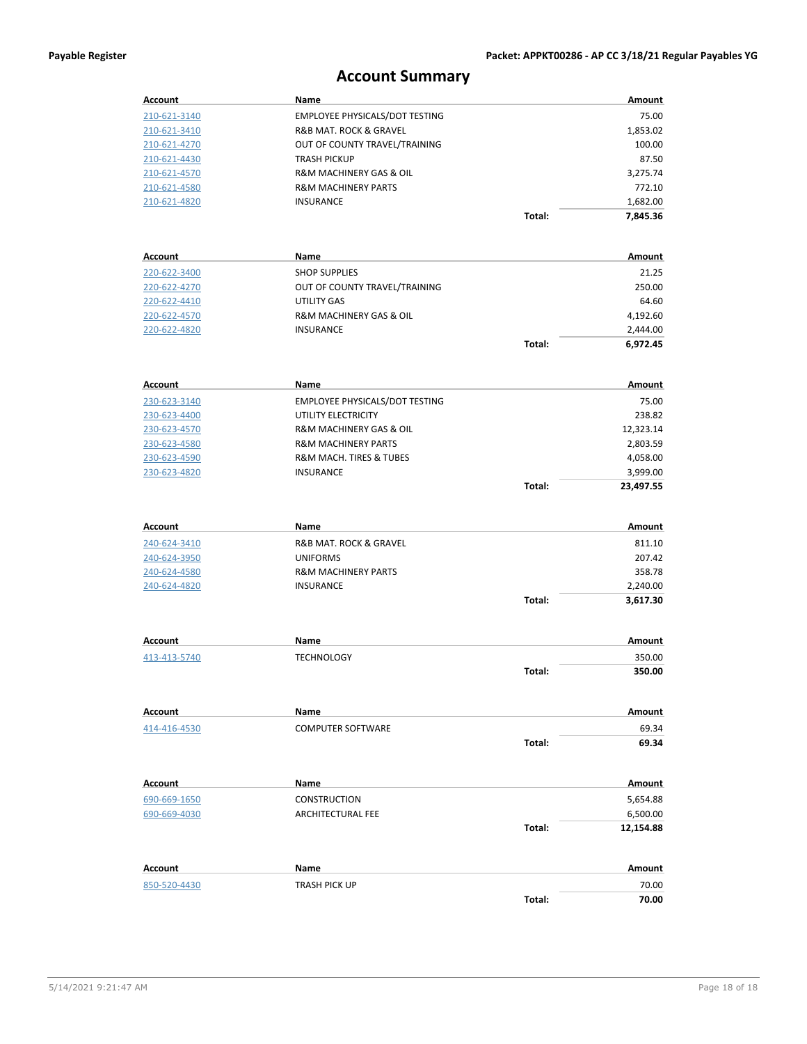# Account Summary

| Account | Name | | Amount |
|---|---|---|---|
| 210-621-3140 | EMPLOYEE PHYSICALS/DOT TESTING | | 75.00 |
| 210-621-3410 | R&B MAT. ROCK & GRAVEL | | 1,853.02 |
| 210-621-4270 | OUT OF COUNTY TRAVEL/TRAINING | | 100.00 |
| 210-621-4430 | TRASH PICKUP | | 87.50 |
| 210-621-4570 | R&M MACHINERY GAS & OIL | | 3,275.74 |
| 210-621-4580 | R&M MACHINERY PARTS | | 772.10 |
| 210-621-4820 | INSURANCE | | 1,682.00 |
| | | **Total:** | **7,845.36** |

| Account | Name | | Amount |
|---|---|---|---|
| 220-622-3400 | SHOP SUPPLIES | | 21.25 |
| 220-622-4270 | OUT OF COUNTY TRAVEL/TRAINING | | 250.00 |
| 220-622-4410 | UTILITY GAS | | 64.60 |
| 220-622-4570 | R&M MACHINERY GAS & OIL | | 4,192.60 |
| 220-622-4820 | INSURANCE | | 2,444.00 |
| | | **Total:** | **6,972.45** |

| Account | Name | | Amount |
|---|---|---|---|
| 230-623-3140 | EMPLOYEE PHYSICALS/DOT TESTING | | 75.00 |
| 230-623-4400 | UTILITY ELECTRICITY | | 238.82 |
| 230-623-4570 | R&M MACHINERY GAS & OIL | | 12,323.14 |
| 230-623-4580 | R&M MACHINERY PARTS | | 2,803.59 |
| 230-623-4590 | R&M MACH. TIRES & TUBES | | 4,058.00 |
| 230-623-4820 | INSURANCE | | 3,999.00 |
| | | **Total:** | **23,497.55** |

| Account | Name | | Amount |
|---|---|---|---|
| 240-624-3410 | R&B MAT. ROCK & GRAVEL | | 811.10 |
| 240-624-3950 | UNIFORMS | | 207.42 |
| 240-624-4580 | R&M MACHINERY PARTS | | 358.78 |
| 240-624-4820 | INSURANCE | | 2,240.00 |
| | | **Total:** | **3,617.30** |

| Account | Name | | Amount |
|---|---|---|---|
| 413-413-5740 | TECHNOLOGY | | 350.00 |
| | | **Total:** | **350.00** |

| Account | Name | | Amount |
|---|---|---|---|
| 414-416-4530 | COMPUTER SOFTWARE | | 69.34 |
| | | **Total:** | **69.34** |

| Account | Name | | Amount |
|---|---|---|---|
| 690-669-1650 | CONSTRUCTION | | 5,654.88 |
| 690-669-4030 | ARCHITECTURAL FEE | | 6,500.00 |
| | | **Total:** | **12,154.88** |

| Account | Name | | Amount |
|---|---|---|---|
| 850-520-4430 | TRASH PICK UP | | 70.00 |
| | | **Total:** | **70.00** |